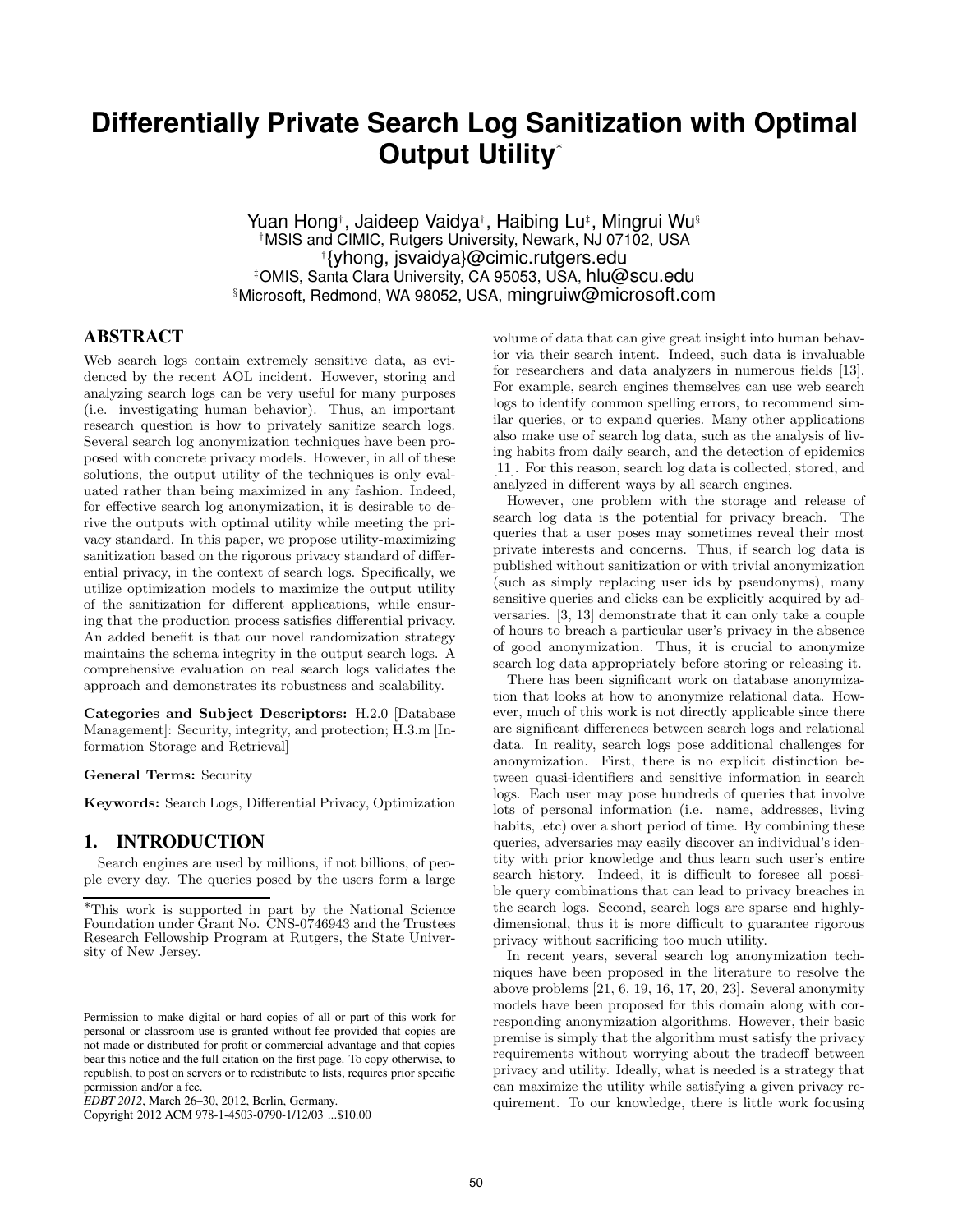# Differentially Private Search Log Sanitization with Optimal Output Utility[*]

Yuan Hong[†], Jaideep Vaidya[†], Haibing Lu[‡], Mingrui Wu[§]

[†]MSIS and CIMIC, Rutgers University, Newark, NJ 07102, USA

[†]{yhong, jsvaidya}@cimic.rutgers.edu

[‡]OMIS, Santa Clara University, CA 95053, USA, hlu@scu.edu

[§]Microsoft, Redmond, WA 98052, USA, mingruiw@microsoft.com

## ABSTRACT

Web search logs contain extremely sensitive data, as evidenced by the recent AOL incident. However, storing and analyzing search logs can be very useful for many purposes (i.e. investigating human behavior). Thus, an important research question is how to privately sanitize search logs. Several search log anonymization techniques have been proposed with concrete privacy models. However, in all of these solutions, the output utility of the techniques is only evaluated rather than being maximized in any fashion. Indeed, for effective search log anonymization, it is desirable to derive the outputs with optimal utility while meeting the privacy standard. In this paper, we propose utility-maximizing sanitization based on the rigorous privacy standard of differential privacy, in the context of search logs. Specifically, we utilize optimization models to maximize the output utility of the sanitization for different applications, while ensuring that the production process satisfies differential privacy. An added benefit is that our novel randomization strategy maintains the schema integrity in the output search logs. A comprehensive evaluation on real search logs validates the approach and demonstrates its robustness and scalability.

**Categories and Subject Descriptors:** H.2.0 [Database Management]: Security, integrity, and protection; H.3.m [Information Storage and Retrieval]

**General Terms:** Security

**Keywords:** Search Logs, Differential Privacy, Optimization

## 1. INTRODUCTION

Search engines are used by millions, if not billions, of people every day. The queries posed by the users form a large volume of data that can give great insight into human behavior via their search intent. Indeed, such data is invaluable for researchers and data analyzers in numerous fields [13]. For example, search engines themselves can use web search logs to identify common spelling errors, to recommend similar queries, or to expand queries. Many other applications also make use of search log data, such as the analysis of living habits from daily search, and the detection of epidemics [11]. For this reason, search log data is collected, stored, and analyzed in different ways by all search engines.

However, one problem with the storage and release of search log data is the potential for privacy breach. The queries that a user poses may sometimes reveal their most private interests and concerns. Thus, if search log data is published without sanitization or with trivial anonymization (such as simply replacing user ids by pseudonyms), many sensitive queries and clicks can be explicitly acquired by adversaries. [3, 13] demonstrate that it can only take a couple of hours to breach a particular user's privacy in the absence of good anonymization. Thus, it is crucial to anonymize search log data appropriately before storing or releasing it.

There has been significant work on database anonymization that looks at how to anonymize relational data. However, much of this work is not directly applicable since there are significant differences between search logs and relational data. In reality, search logs pose additional challenges for anonymization. First, there is no explicit distinction between quasi-identifiers and sensitive information in search logs. Each user may pose hundreds of queries that involve lots of personal information (i.e. name, addresses, living habits, .etc) over a short period of time. By combining these queries, adversaries may easily discover an individual's identity with prior knowledge and thus learn such user's entire search history. Indeed, it is difficult to foresee all possible query combinations that can lead to privacy breaches in the search logs. Second, search logs are sparse and highly-dimensional, thus it is more difficult to guarantee rigorous privacy without sacrificing too much utility.

In recent years, several search log anonymization techniques have been proposed in the literature to resolve the above problems [21, 6, 19, 16, 17, 20, 23]. Several anonymity models have been proposed for this domain along with corresponding anonymization algorithms. However, their basic premise is simply that the algorithm must satisfy the privacy requirements without worrying about the tradeoff between privacy and utility. Ideally, what is needed is a strategy that can maximize the utility while satisfying a given privacy requirement. To our knowledge, there is little work focusing

[*]This work is supported in part by the National Science Foundation under Grant No. CNS-0746943 and the Trustees Research Fellowship Program at Rutgers, the State University of New Jersey.

Permission to make digital or hard copies of all or part of this work for personal or classroom use is granted without fee provided that copies are not made or distributed for profit or commercial advantage and that copies bear this notice and the full citation on the first page. To copy otherwise, to republish, to post on servers or to redistribute to lists, requires prior specific permission and/or a fee.

*EDBT 2012*, March 26–30, 2012, Berlin, Germany.

Copyright 2012 ACM 978-1-4503-0790-1/12/03 ...$10.00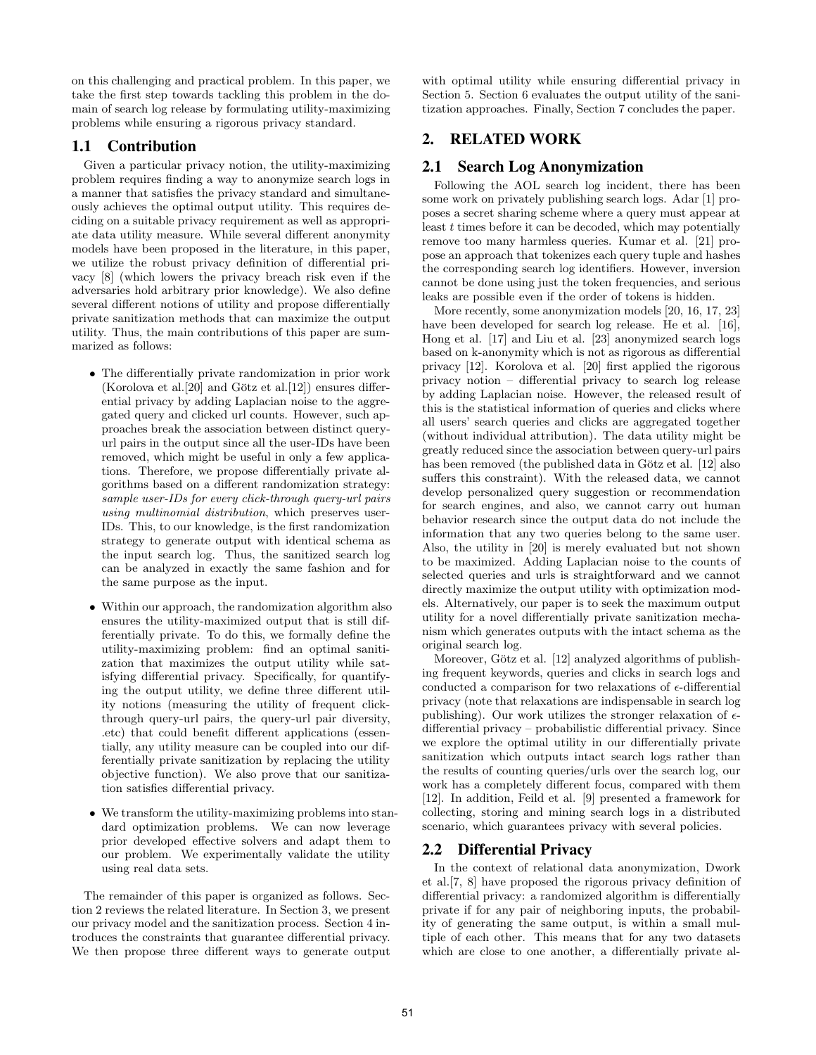on this challenging and practical problem. In this paper, we take the first step towards tackling this problem in the domain of search log release by formulating utility-maximizing problems while ensuring a rigorous privacy standard.

## 1.1 Contribution

Given a particular privacy notion, the utility-maximizing problem requires finding a way to anonymize search logs in a manner that satisfies the privacy standard and simultaneously achieves the optimal output utility. This requires deciding on a suitable privacy requirement as well as appropriate data utility measure. While several different anonymity models have been proposed in the literature, in this paper, we utilize the robust privacy definition of differential privacy [8] (which lowers the privacy breach risk even if the adversaries hold arbitrary prior knowledge). We also define several different notions of utility and propose differentially private sanitization methods that can maximize the output utility. Thus, the main contributions of this paper are summarized as follows:

- The differentially private randomization in prior work (Korolova et al.[20] and Götz et al.[12]) ensures differential privacy by adding Laplacian noise to the aggregated query and clicked url counts. However, such approaches break the association between distinct query-url pairs in the output since all the user-IDs have been removed, which might be useful in only a few applications. Therefore, we propose differentially private algorithms based on a different randomization strategy: *sample user-IDs for every click-through query-url pairs using multinomial distribution*, which preserves user-IDs. This, to our knowledge, is the first randomization strategy to generate output with identical schema as the input search log. Thus, the sanitized search log can be analyzed in exactly the same fashion and for the same purpose as the input.
- Within our approach, the randomization algorithm also ensures the utility-maximized output that is still differentially private. To do this, we formally define the utility-maximizing problem: find an optimal sanitization that maximizes the output utility while satisfying differential privacy. Specifically, for quantifying the output utility, we define three different utility notions (measuring the utility of frequent click-through query-url pairs, the query-url pair diversity, .etc) that could benefit different applications (essentially, any utility measure can be coupled into our differentially private sanitization by replacing the utility objective function). We also prove that our sanitization satisfies differential privacy.
- We transform the utility-maximizing problems into standard optimization problems. We can now leverage prior developed effective solvers and adapt them to our problem. We experimentally validate the utility using real data sets.

The remainder of this paper is organized as follows. Section 2 reviews the related literature. In Section 3, we present our privacy model and the sanitization process. Section 4 introduces the constraints that guarantee differential privacy. We then propose three different ways to generate output with optimal utility while ensuring differential privacy in Section 5. Section 6 evaluates the output utility of the sanitization approaches. Finally, Section 7 concludes the paper.

# 2. RELATED WORK

## 2.1 Search Log Anonymization

Following the AOL search log incident, there has been some work on privately publishing search logs. Adar [1] proposes a secret sharing scheme where a query must appear at least $t$ times before it can be decoded, which may potentially remove too many harmless queries. Kumar et al. [21] propose an approach that tokenizes each query tuple and hashes the corresponding search log identifiers. However, inversion cannot be done using just the token frequencies, and serious leaks are possible even if the order of tokens is hidden.

More recently, some anonymization models [20, 16, 17, 23] have been developed for search log release. He et al. [16], Hong et al. [17] and Liu et al. [23] anonymized search logs based on k-anonymity which is not as rigorous as differential privacy [12]. Korolova et al. [20] first applied the rigorous privacy notion – differential privacy to search log release by adding Laplacian noise. However, the released result of this is the statistical information of queries and clicks where all users' search queries and clicks are aggregated together (without individual attribution). The data utility might be greatly reduced since the association between query-url pairs has been removed (the published data in Götz et al. [12] also suffers this constraint). With the released data, we cannot develop personalized query suggestion or recommendation for search engines, and also, we cannot carry out human behavior research since the output data do not include the information that any two queries belong to the same user. Also, the utility in [20] is merely evaluated but not shown to be maximized. Adding Laplacian noise to the counts of selected queries and urls is straightforward and we cannot directly maximize the output utility with optimization models. Alternatively, our paper is to seek the maximum output utility for a novel differentially private sanitization mechanism which generates outputs with the intact schema as the original search log.

Moreover, Götz et al. [12] analyzed algorithms of publishing frequent keywords, queries and clicks in search logs and conducted a comparison for two relaxations of $\epsilon$-differential privacy (note that relaxations are indispensable in search log publishing). Our work utilizes the stronger relaxation of $\epsilon$-differential privacy – probabilistic differential privacy. Since we explore the optimal utility in our differentially private sanitization which outputs intact search logs rather than the results of counting queries/urls over the search log, our work has a completely different focus, compared with them [12]. In addition, Feild et al. [9] presented a framework for collecting, storing and mining search logs in a distributed scenario, which guarantees privacy with several policies.

## 2.2 Differential Privacy

In the context of relational data anonymization, Dwork et al.[7, 8] have proposed the rigorous privacy definition of differential privacy: a randomized algorithm is differentially private if for any pair of neighboring inputs, the probability of generating the same output, is within a small multiple of each other. This means that for any two datasets which are close to one another, a differentially private al-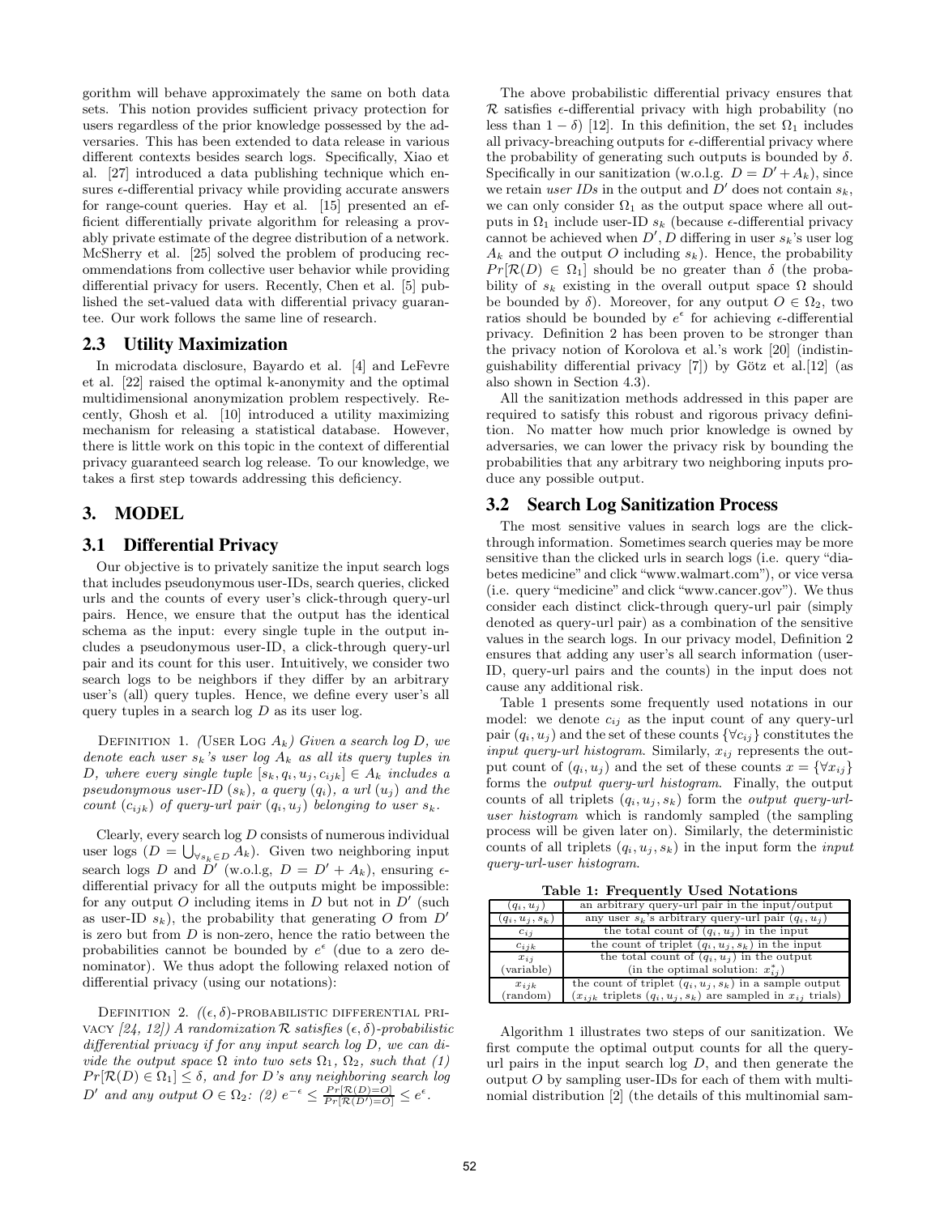gorithm will behave approximately the same on both data sets. This notion provides sufficient privacy protection for users regardless of the prior knowledge possessed by the adversaries. This has been extended to data release in various different contexts besides search logs. Specifically, Xiao et al. [27] introduced a data publishing technique which ensures $\epsilon$-differential privacy while providing accurate answers for range-count queries. Hay et al. [15] presented an efficient differentially private algorithm for releasing a provably private estimate of the degree distribution of a network. McSherry et al. [25] solved the problem of producing recommendations from collective user behavior while providing differential privacy for users. Recently, Chen et al. [5] published the set-valued data with differential privacy guarantee. Our work follows the same line of research.

### 2.3 Utility Maximization

In microdata disclosure, Bayardo et al. [4] and LeFevre et al. [22] raised the optimal k-anonymity and the optimal multidimensional anonymization problem respectively. Recently, Ghosh et al. [10] introduced a utility maximizing mechanism for releasing a statistical database. However, there is little work on this topic in the context of differential privacy guaranteed search log release. To our knowledge, we takes a first step towards addressing this deficiency.

## 3. MODEL

### 3.1 Differential Privacy

Our objective is to privately sanitize the input search logs that includes pseudonymous user-IDs, search queries, clicked urls and the counts of every user's click-through query-url pairs. Hence, we ensure that the output has the identical schema as the input: every single tuple in the output includes a pseudonymous user-ID, a click-through query-url pair and its count for this user. Intuitively, we consider two search logs to be neighbors if they differ by an arbitrary user's (all) query tuples. Hence, we define every user's all query tuples in a search log $D$ as its user log.

Definition 1. *(User Log $A_k$) Given a search log $D$, we denote each user $s_k$'s user log $A_k$ as all its query tuples in $D$, where every single tuple $[s_k, q_i, u_j, c_{ijk}] \in A_k$ includes a pseudonymous user-ID ($s_k$), a query ($q_i$), a url ($u_j$) and the count ($c_{ijk}$) of query-url pair ($q_i, u_j$) belonging to user $s_k$.*

Clearly, every search log $D$ consists of numerous individual user logs ($D = \bigcup_{\forall s_k \in D} A_k$). Given two neighboring input search logs $D$ and $D'$ (w.o.l.g, $D = D' + A_k$), ensuring $\epsilon$-differential privacy for all the outputs might be impossible: for any output $O$ including items in $D$ but not in $D'$ (such as user-ID $s_k$), the probability that generating $O$ from $D'$ is zero but from $D$ is non-zero, hence the ratio between the probabilities cannot be bounded by $e^\epsilon$ (due to a zero denominator). We thus adopt the following relaxed notion of differential privacy (using our notations):

Definition 2. *(($\epsilon, \delta$)-probabilistic differential privacy [24, 12]) A randomization $\mathcal{R}$ satisfies ($\epsilon, \delta$)-probabilistic differential privacy if for any input search log $D$, we can divide the output space $\Omega$ into two sets $\Omega_1$, $\Omega_2$, such that (1) $Pr[\mathcal{R}(D) \in \Omega_1] \leq \delta$, and for $D$'s any neighboring search log $D'$ and any output $O \in \Omega_2$: (2) $e^{-\epsilon} \leq \frac{Pr[\mathcal{R}(D)=O]}{Pr[\mathcal{R}(D')=O]} \leq e^\epsilon$.*

The above probabilistic differential privacy ensures that $\mathcal{R}$ satisfies $\epsilon$-differential privacy with high probability (no less than $1-\delta$) [12]. In this definition, the set $\Omega_1$ includes all privacy-breaching outputs for $\epsilon$-differential privacy where the probability of generating such outputs is bounded by $\delta$. Specifically in our sanitization (w.o.l.g. $D = D' + A_k$), since we retain *user IDs* in the output and $D'$ does not contain $s_k$, we can only consider $\Omega_1$ as the output space where all outputs in $\Omega_1$ include user-ID $s_k$ (because $\epsilon$-differential privacy cannot be achieved when $D', D$ differing in user $s_k$'s user log $A_k$ and the output $O$ including $s_k$). Hence, the probability $Pr[\mathcal{R}(D) \in \Omega_1]$ should be no greater than $\delta$ (the probability of $s_k$ existing in the overall output space $\Omega$ should be bounded by $\delta$). Moreover, for any output $O \in \Omega_2$, two ratios should be bounded by $e^\epsilon$ for achieving $\epsilon$-differential privacy. Definition 2 has been proven to be stronger than the privacy notion of Korolova et al.'s work [20] (indistinguishability differential privacy [7]) by Götz et al.[12] (as also shown in Section 4.3).

All the sanitization methods addressed in this paper are required to satisfy this robust and rigorous privacy definition. No matter how much prior knowledge is owned by adversaries, we can lower the privacy risk by bounding the probabilities that any arbitrary two neighboring inputs produce any possible output.

### 3.2 Search Log Sanitization Process

The most sensitive values in search logs are the click-through information. Sometimes search queries may be more sensitive than the clicked urls in search logs (i.e. query "diabetes medicine" and click "www.walmart.com"), or vice versa (i.e. query "medicine" and click "www.cancer.gov"). We thus consider each distinct click-through query-url pair (simply denoted as query-url pair) as a combination of the sensitive values in the search logs. In our privacy model, Definition 2 ensures that adding any user's all search information (user-ID, query-url pairs and the counts) in the input does not cause any additional risk.

Table 1 presents some frequently used notations in our model: we denote $c_{ij}$ as the input count of any query-url pair ($q_i, u_j$) and the set of these counts $\{\forall c_{ij}\}$ constitutes the *input query-url histogram*. Similarly, $x_{ij}$ represents the output count of ($q_i, u_j$) and the set of these counts $x = \{\forall x_{ij}\}$ forms the *output query-url histogram*. Finally, the output counts of all triplets ($q_i, u_j, s_k$) form the *output query-url-user histogram* which is randomly sampled (the sampling process will be given later on). Similarly, the deterministic counts of all triplets ($q_i, u_j, s_k$) in the input form the *input query-url-user histogram*.

**Table 1: Frequently Used Notations**

| | |
|---|---|
| $(q_i, u_j)$ | an arbitrary query-url pair in the input/output |
| $(q_i, u_j, s_k)$ | any user $s_k$'s arbitrary query-url pair $(q_i, u_j)$ |
| $c_{ij}$ | the total count of $(q_i, u_j)$ in the input |
| $c_{ijk}$ | the count of triplet $(q_i, u_j, s_k)$ in the input |
| $x_{ij}$ (variable) | the total count of $(q_i, u_j)$ in the output (in the optimal solution: $x^*_{ij}$) |
| $x_{ijk}$ (random) | the count of triplet $(q_i, u_j, s_k)$ in a sample output ($x_{ijk}$ triplets $(q_i, u_j, s_k)$ are sampled in $x_{ij}$ trials) |

Algorithm 1 illustrates two steps of our sanitization. We first compute the optimal output counts for all the query-url pairs in the input search log $D$, and then generate the output $O$ by sampling user-IDs for each of them with multinomial distribution [2] (the details of this multinomial sam-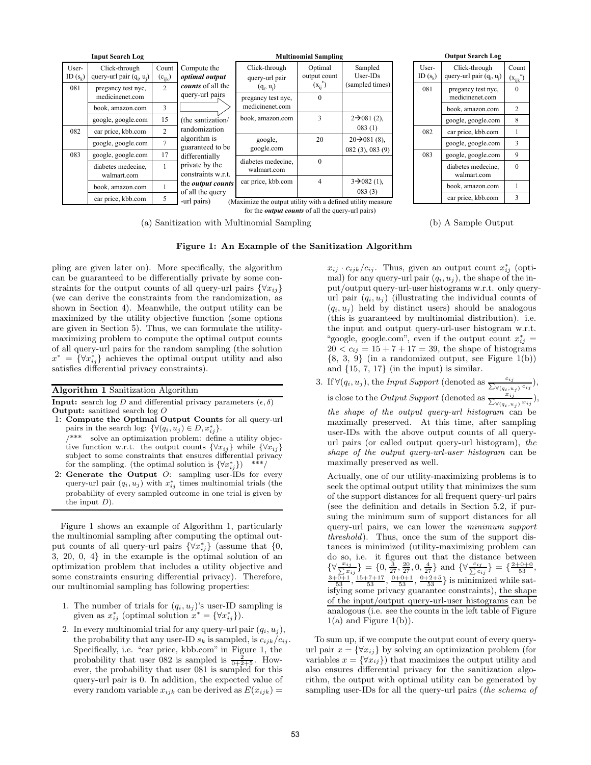**Input Search Log**

| User-ID ($s_k$) | Click-through query-url pair ($q_i$, $u_j$) | Count ($c_{ijk}$) |
|---|---|---|
| 081 | pregancy test nyc, medicinenet.com | 2 |
| | book, amazon.com | 3 |
| | google, google.com | 15 |
| 082 | car price, kbb.com | 2 |
| | google, google.com | 7 |
| 083 | google, google.com | 17 |
| | diabetes medecine, walmart.com | 1 |
| | book, amazon.com | 1 |
| | car price, kbb.com | 5 |

Compute the ***optimal output counts*** of all the query-url pairs (the santization/randomization algorithm is guaranteed to be differentially private by the constraints w.r.t. the ***output counts*** of all the query-url pairs)

**Multinomial Sampling**

| Click-through query-url pair ($q_i$, $u_j$) | Optimal output count ($x_{ij}^*$) | Sampled User-IDs (sampled times) |
|---|---|---|
| pregancy test nyc, medicinenet.com | 0 | |
| book, amazon.com | 3 | 2→081 (2), 083 (1) |
| google, google.com | 20 | 20→081 (8), 082 (3), 083 (9) |
| diabetes medecine, walmart.com | 0 | |
| car price, kbb.com | 4 | 3→082 (1), 083 (3) |

(Maximize the output utility with a defined utility measure for the ***output counts*** of all the query-url pairs)

(a) Sanitization with Multinomial Sampling

**Output Search Log**

| User-ID ($s_k$) | Click-through query-url pair ($q_i$, $u_j$) | Count ($x_{ijk}^*$) |
|---|---|---|
| 081 | pregancy test nyc, medicinenet.com | 0 |
| | book, amazon.com | 2 |
| | google, google.com | 8 |
| 082 | car price, kbb.com | 1 |
| | google, google.com | 3 |
| 083 | google, google.com | 9 |
| | diabetes medecine, walmart.com | 0 |
| | book, amazon.com | 1 |
| | car price, kbb.com | 3 |

(b) A Sample Output

**Figure 1: An Example of the Sanitization Algorithm**

pling are given later on). More specifically, the algorithm can be guaranteed to be differentially private by some constraints for the output counts of all query-url pairs $\{\forall x_{ij}\}$ (we can derive the constraints from the randomization, as shown in Section 4). Meanwhile, the output utility can be maximized by the utility objective function (some options are given in Section 5). Thus, we can formulate the utility-maximizing problem to compute the optimal output counts of all query-url pairs for the random sampling (the solution $x^* = \{\forall x_{ij}^*\}$ achieves the optimal output utility and also satisfies differential privacy constraints).

---

**Algorithm 1** Sanitization Algorithm

**Input:** search log $D$ and differential privacy parameters $(\epsilon, \delta)$
**Output:** sanitized search log $O$

1: **Compute the Optimal Output Counts** for all query-url pairs in the search log: $\{\forall (q_i, u_j) \in D, x_{ij}^*\}$.
/\*\*\* solve an optimization problem: define a utility objective function w.r.t. the output counts $\{\forall x_{ij}\}$ while $\{\forall x_{ij}\}$ subject to some constraints that ensures differential privacy for the sampling. (the optimal solution is $\{\forall x_{ij}^*\}$) \*\*\*/
2: **Generate the Output** $O$: sampling user-IDs for every query-url pair $(q_i, u_j)$ with $x_{ij}^*$ times multinomial trials (the probability of every sampled outcome in one trial is given by the input $D$).

---

Figure 1 shows an example of Algorithm 1, particularly the multinomial sampling after computing the optimal output counts of all query-url pairs $\{\forall x_{ij}^*\}$ (assume that {0, 3, 20, 0, 4} in the example is the optimal solution of an optimization problem that includes a utility objective and some constraints ensuring differential privacy). Therefore, our multinomial sampling has following properties:

1. The number of trials for $(q_i, u_j)$'s user-ID sampling is given as $x_{ij}^*$ (optimal solution $x^* = \{\forall x_{ij}^*\}$).
2. In every multinomial trial for any query-url pair $(q_i, u_j)$, the probability that any user-ID $s_k$ is sampled, is $c_{ijk}/c_{ij}$. Specifically, i.e. "car price, kbb.com" in Figure 1, the probability that user 082 is sampled is $\frac{2}{0+2+5}$. However, the probability that user 081 is sampled for this query-url pair is 0. In addition, the expected value of every random variable $x_{ijk}$ can be derived as $E(x_{ijk}) = x_{ij} \cdot c_{ijk}/c_{ij}$. Thus, given an output count $x_{ij}^*$ (optimal) for any query-url pair $(q_i, u_j)$, the shape of the input/output query-url-user histograms w.r.t. only query-url pair $(q_i, u_j)$ (illustrating the individual counts of $(q_i, u_j)$ held by distinct users) should be analogous (this is guaranteed by multinomial distribution). i.e. the input and output query-url-user histogram w.r.t. "google, google.com", even if the output count $x_{ij}^* = 20 < c_{ij} = 15 + 7 + 17 = 39$, the shape of histograms {8, 3, 9} (in a randomized output, see Figure 1(b)) and {15, 7, 17} (in the input) is similar.
3. If $\forall (q_i, u_j)$, the *Input Support* (denoted as $\frac{c_{ij}}{\sum_{\forall (q_i,u_j)} c_{ij}}$), is close to the *Output Support* (denoted as $\frac{x_{ij}}{\sum_{\forall (q_i,u_j)} x_{ij}}$), *the shape of the output query-url histogram* can be maximally preserved. At this time, after sampling user-IDs with the above output counts of all query-url pairs (or called output query-url histogram), *the shape of the output query-url-user histogram* can be maximally preserved as well.

   Actually, one of our utility-maximizing problems is to seek the optimal output utility that minimizes the sum of the support distances for all frequent query-url pairs (see the definition and details in Section 5.2, if pursuing the minimum sum of support distances for all query-url pairs, we can lower the *minimum support threshold*). Thus, once the sum of the support distances is minimized (utility-maximizing problem can do so, i.e. it figures out that the distance between $\{\forall \frac{x_{ij}}{\sum x_{ij}}\} = \{0, \frac{3}{27}, \frac{20}{27}, 0, \frac{4}{27}\}$ and $\{\forall \frac{c_{ij}}{\sum c_{ij}}\} = \{\frac{2+0+0}{53}, \frac{3+0+1}{53}, \frac{15+7+17}{53}, \frac{0+0+1}{53}, \frac{0+2+5}{53}\}$ is minimized while satisfying some privacy guarantee constraints), the shape of the input/output query-url-user histograms can be analogous (i.e. see the counts in the left table of Figure 1(a) and Figure 1(b)).

To sum up, if we compute the output count of every query-url pair $x = \{\forall x_{ij}\}$ by solving an optimization problem (for variables $x = \{\forall x_{ij}\}$) that maximizes the output utility and also ensures differential privacy for the sanitization algorithm, the output with optimal utility can be generated by sampling user-IDs for all the query-url pairs (*the schema of*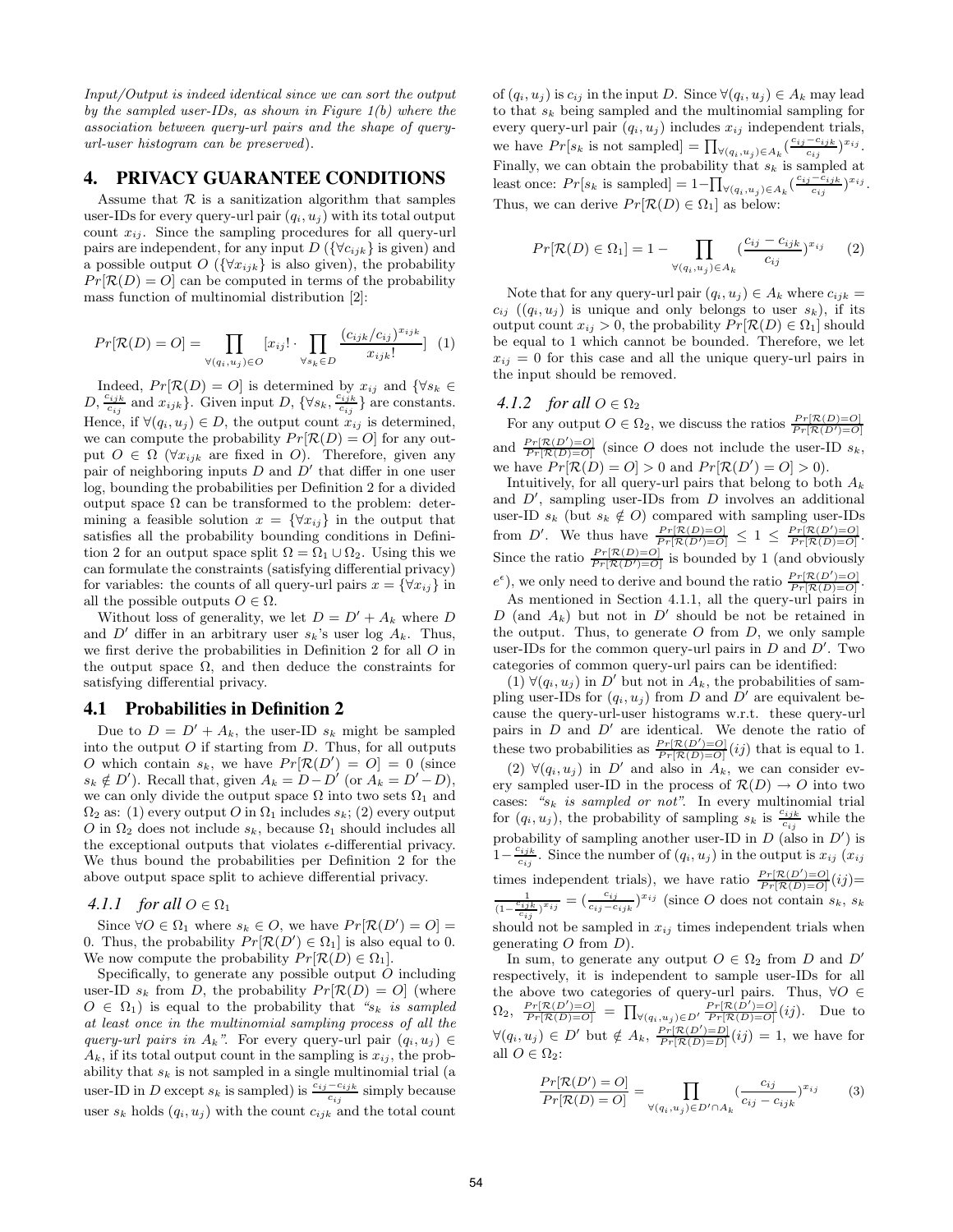*Input/Output is indeed identical since we can sort the output by the sampled user-IDs, as shown in Figure 1(b) where the association between query-url pairs and the shape of query-url-user histogram can be preserved*).

## 4. PRIVACY GUARANTEE CONDITIONS

Assume that $\mathcal{R}$ is a sanitization algorithm that samples user-IDs for every query-url pair $(q_i, u_j)$ with its total output count $x_{ij}$. Since the sampling procedures for all query-url pairs are independent, for any input $D$ ($\{\forall c_{ijk}\}$ is given) and a possible output $O$ ($\{\forall x_{ijk}\}$ is also given), the probability $Pr[\mathcal{R}(D) = O]$ can be computed in terms of the probability mass function of multinomial distribution [2]:

$$Pr[\mathcal{R}(D) = O] = \prod_{\forall (q_i,u_j)\in O} [x_{ij}! \cdot \prod_{\forall s_k \in D} \frac{(c_{ijk}/c_{ij})^{x_{ijk}}}{x_{ijk}!}] \quad (1)$$

Indeed, $Pr[\mathcal{R}(D) = O]$ is determined by $x_{ij}$ and $\{\forall s_k \in D, \frac{c_{ijk}}{c_{ij}}$ and $x_{ijk}\}$. Given input $D$, $\{\forall s_k, \frac{c_{ijk}}{c_{ij}}\}$ are constants. Hence, if $\forall (q_i, u_j) \in D$, the output count $x_{ij}$ is determined, we can compute the probability $Pr[\mathcal{R}(D) = O]$ for any output $O \in \Omega$ ($\forall x_{ijk}$ are fixed in $O$). Therefore, given any pair of neighboring inputs $D$ and $D'$ that differ in one user log, bounding the probabilities per Definition 2 for a divided output space $\Omega$ can be transformed to the problem: determining a feasible solution $x = \{\forall x_{ij}\}$ in the output that satisfies all the probability bounding conditions in Definition 2 for an output space split $\Omega = \Omega_1 \cup \Omega_2$. Using this we can formulate the constraints (satisfying differential privacy) for variables: the counts of all query-url pairs $x = \{\forall x_{ij}\}$ in all the possible outputs $O \in \Omega$.

Without loss of generality, we let $D = D' + A_k$ where $D$ and $D'$ differ in an arbitrary user $s_k$'s user log $A_k$. Thus, we first derive the probabilities in Definition 2 for all $O$ in the output space $\Omega$, and then deduce the constraints for satisfying differential privacy.

### 4.1 Probabilities in Definition 2

Due to $D = D' + A_k$, the user-ID $s_k$ might be sampled into the output $O$ if starting from $D$. Thus, for all outputs $O$ which contain $s_k$, we have $Pr[\mathcal{R}(D') = O] = 0$ (since $s_k \notin D'$). Recall that, given $A_k = D - D'$ (or $A_k = D' - D$), we can only divide the output space $\Omega$ into two sets $\Omega_1$ and $\Omega_2$ as: (1) every output $O$ in $\Omega_1$ includes $s_k$; (2) every output $O$ in $\Omega_2$ does not include $s_k$, because $\Omega_1$ should includes all the exceptional outputs that violates $\epsilon$-differential privacy. We thus bound the probabilities per Definition 2 for the above output space split to achieve differential privacy.

#### 4.1.1 *for all* $O \in \Omega_1$

Since $\forall O \in \Omega_1$ where $s_k \in O$, we have $Pr[\mathcal{R}(D') = O] = 0$. Thus, the probability $Pr[\mathcal{R}(D') \in \Omega_1]$ is also equal to 0. We now compute the probability $Pr[\mathcal{R}(D) \in \Omega_1]$.

Specifically, to generate any possible output $O$ including user-ID $s_k$ from $D$, the probability $Pr[\mathcal{R}(D) = O]$ (where $O \in \Omega_1$) is equal to the probability that *"$s_k$ is sampled at least once in the multinomial sampling process of all the query-url pairs in $A_k$"*. For every query-url pair $(q_i, u_j) \in A_k$, if its total output count in the sampling is $x_{ij}$, the probability that $s_k$ is not sampled in a single multinomial trial (a user-ID in $D$ except $s_k$ is sampled) is $\frac{c_{ij}-c_{ijk}}{c_{ij}}$ simply because user $s_k$ holds $(q_i, u_j)$ with the count $c_{ijk}$ and the total count of $(q_i, u_j)$ is $c_{ij}$ in the input $D$. Since $\forall (q_i, u_j) \in A_k$ may lead to that $s_k$ being sampled and the multinomial sampling for every query-url pair $(q_i, u_j)$ includes $x_{ij}$ independent trials, we have $Pr[s_k \text{ is not sampled}] = \prod_{\forall (q_i,u_j)\in A_k} (\frac{c_{ij}-c_{ijk}}{c_{ij}})^{x_{ij}}$. Finally, we can obtain the probability that $s_k$ is sampled at least once: $Pr[s_k \text{ is sampled}] = 1 - \prod_{\forall (q_i,u_j)\in A_k} (\frac{c_{ij}-c_{ijk}}{c_{ij}})^{x_{ij}}$. Thus, we can derive $Pr[\mathcal{R}(D) \in \Omega_1]$ as below:

$$Pr[\mathcal{R}(D) \in \Omega_1] = 1 - \prod_{\forall (q_i,u_j)\in A_k} (\frac{c_{ij} - c_{ijk}}{c_{ij}})^{x_{ij}} \quad (2)$$

Note that for any query-url pair $(q_i, u_j) \in A_k$ where $c_{ijk} = c_{ij}$ ($(q_i, u_j)$ is unique and only belongs to user $s_k$), if its output count $x_{ij} > 0$, the probability $Pr[\mathcal{R}(D) \in \Omega_1]$ should be equal to 1 which cannot be bounded. Therefore, we let $x_{ij} = 0$ for this case and all the unique query-url pairs in the input should be removed.

#### 4.1.2 *for all* $O \in \Omega_2$

For any output $O \in \Omega_2$, we discuss the ratios $\frac{Pr[\mathcal{R}(D)=O]}{Pr[\mathcal{R}(D')=O]}$ and $\frac{Pr[\mathcal{R}(D')=O]}{Pr[\mathcal{R}(D)=O]}$ (since $O$ does not include the user-ID $s_k$, we have $Pr[\mathcal{R}(D) = O] > 0$ and $Pr[\mathcal{R}(D') = O] > 0$).

Intuitively, for all query-url pairs that belong to both $A_k$ and $D'$, sampling user-IDs from $D$ involves an additional user-ID $s_k$ (but $s_k \notin O$) compared with sampling user-IDs from $D'$. We thus have $\frac{Pr[\mathcal{R}(D)=O]}{Pr[\mathcal{R}(D')=O]} \leq 1 \leq \frac{Pr[\mathcal{R}(D')=O]}{Pr[\mathcal{R}(D)=O]}$. Since the ratio $\frac{Pr[\mathcal{R}(D)=O]}{Pr[\mathcal{R}(D')=O]}$ is bounded by 1 (and obviously $e^\epsilon$), we only need to derive and bound the ratio $\frac{Pr[\mathcal{R}(D')=O]}{Pr[\mathcal{R}(D)=O]}$.

As mentioned in Section 4.1.1, all the query-url pairs in $D$ (and $A_k$) but not in $D'$ should be not be retained in the output. Thus, to generate $O$ from $D$, we only sample user-IDs for the common query-url pairs in $D$ and $D'$. Two categories of common query-url pairs can be identified:

(1) $\forall (q_i, u_j)$ in $D'$ but not in $A_k$, the probabilities of sampling user-IDs for $(q_i, u_j)$ from $D$ and $D'$ are equivalent because the query-url-user histograms w.r.t. these query-url pairs in $D$ and $D'$ are identical. We denote the ratio of these two probabilities as $\frac{Pr[\mathcal{R}(D')=O]}{Pr[\mathcal{R}(D)=O]}(ij)$ that is equal to 1.

(2) $\forall (q_i, u_j)$ in $D'$ and also in $A_k$, we can consider every sampled user-ID in the process of $\mathcal{R}(D) \to O$ into two cases: *"$s_k$ is sampled or not"*. In every multinomial trial for $(q_i, u_j)$, the probability of sampling $s_k$ is $\frac{c_{ijk}}{c_{ij}}$ while the probability of sampling another user-ID in $D$ (also in $D'$) is $1 - \frac{c_{ijk}}{c_{ij}}$. Since the number of $(q_i, u_j)$ in the output is $x_{ij}$ ($x_{ij}$ times independent trials), we have ratio $\frac{Pr[\mathcal{R}(D')=O]}{Pr[\mathcal{R}(D)=O]}(ij) = \frac{1}{(1-\frac{c_{ijk}}{c_{ij}})^{x_{ij}}} = (\frac{c_{ij}}{c_{ij}-c_{ijk}})^{x_{ij}}$ (since $O$ does not contain $s_k$, $s_k$ should not be sampled in $x_{ij}$ times independent trials when generating $O$ from $D$).

In sum, to generate any output $O \in \Omega_2$ from $D$ and $D'$ respectively, it is independent to sample user-IDs for all the above two categories of query-url pairs. Thus, $\forall O \in \Omega_2$, $\frac{Pr[\mathcal{R}(D')=O]}{Pr[\mathcal{R}(D)=O]} = \prod_{\forall (q_i,u_j)\in D'} \frac{Pr[\mathcal{R}(D')=O]}{Pr[\mathcal{R}(D)=O]}(ij)$. Due to $\forall (q_i, u_j) \in D'$ but $\notin A_k$, $\frac{Pr[\mathcal{R}(D')=D]}{Pr[\mathcal{R}(D)=D]}(ij) = 1$, we have for all $O \in \Omega_2$:

$$\frac{Pr[\mathcal{R}(D') = O]}{Pr[\mathcal{R}(D) = O]} = \prod_{\forall (q_i,u_j)\in D'\cap A_k} (\frac{c_{ij}}{c_{ij} - c_{ijk}})^{x_{ij}} \quad (3)$$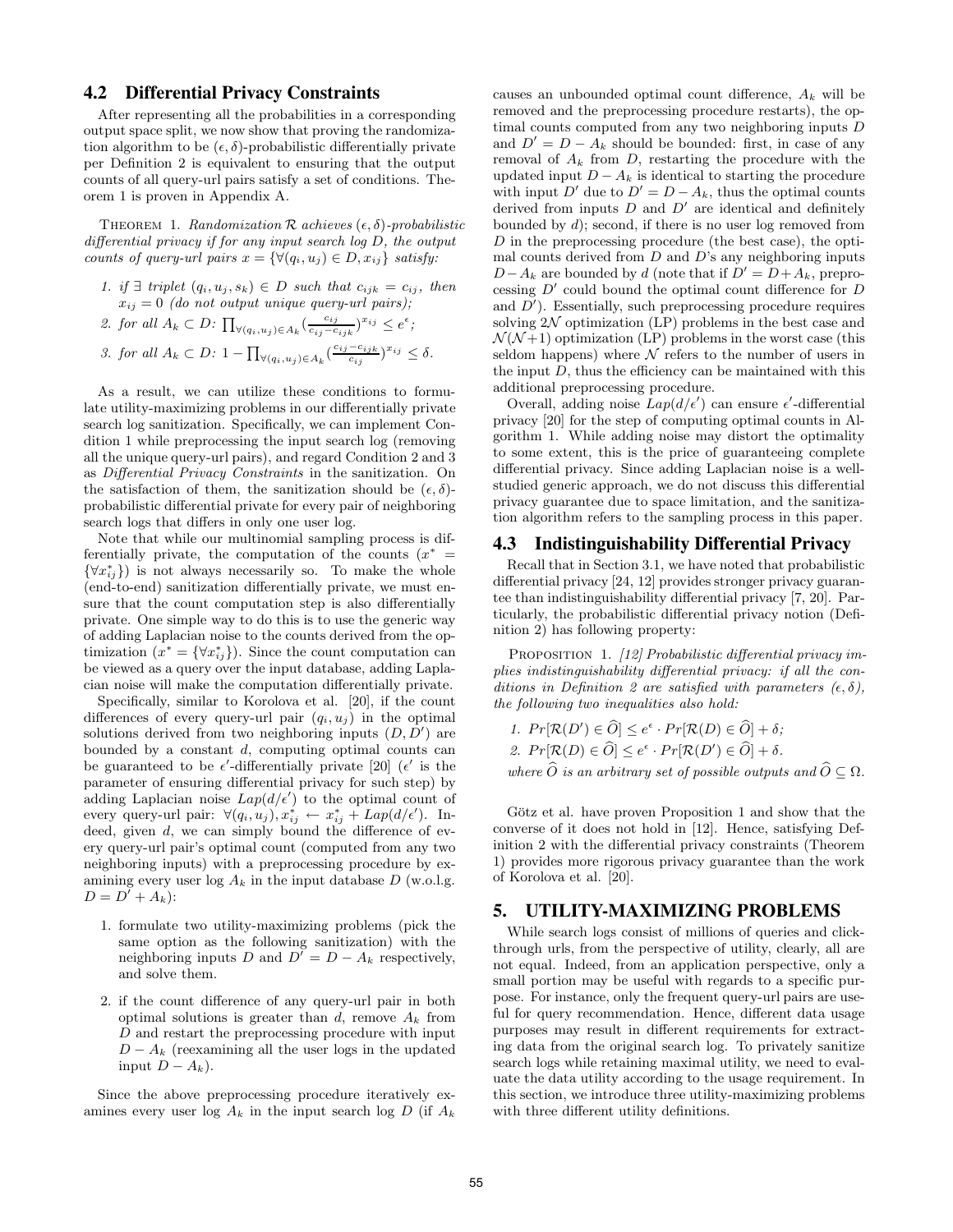## 4.2 Differential Privacy Constraints

After representing all the probabilities in a corresponding output space split, we now show that proving the randomization algorithm to be $(\epsilon, \delta)$-probabilistic differentially private per Definition 2 is equivalent to ensuring that the output counts of all query-url pairs satisfy a set of conditions. Theorem 1 is proven in Appendix A.

THEOREM 1. *Randomization $\mathcal{R}$ achieves $(\epsilon, \delta)$-probabilistic differential privacy if for any input search log $D$, the output counts of query-url pairs $x = \{\forall (q_i, u_j) \in D, x_{ij}\}$ satisfy:*

1. *if $\exists$ triplet $(q_i, u_j, s_k) \in D$ such that $c_{ijk} = c_{ij}$, then $x_{ij} = 0$ (do not output unique query-url pairs);*
2. *for all $A_k \subset D$: $\prod_{\forall (q_i,u_j) \in A_k} (\frac{c_{ij}}{c_{ij} - c_{ijk}})^{x_{ij}} \leq e^{\epsilon}$;*
3. *for all $A_k \subset D$: $1 - \prod_{\forall (q_i,u_j) \in A_k} (\frac{c_{ij} - c_{ijk}}{c_{ij}})^{x_{ij}} \leq \delta$.*

As a result, we can utilize these conditions to formulate utility-maximizing problems in our differentially private search log sanitization. Specifically, we can implement Condition 1 while preprocessing the input search log (removing all the unique query-url pairs), and regard Condition 2 and 3 as *Differential Privacy Constraints* in the sanitization. On the satisfaction of them, the sanitization should be $(\epsilon, \delta)$-probabilistic differential private for every pair of neighboring search logs that differs in only one user log.

Note that while our multinomial sampling process is differentially private, the computation of the counts ($x^* = \{\forall x^*_{ij}\}$) is not always necessarily so. To make the whole (end-to-end) sanitization differentially private, we must ensure that the count computation step is also differentially private. One simple way to do this is to use the generic way of adding Laplacian noise to the counts derived from the optimization ($x^* = \{\forall x^*_{ij}\}$). Since the count computation can be viewed as a query over the input database, adding Laplacian noise will make the computation differentially private.

Specifically, similar to Korolova et al. [20], if the count differences of every query-url pair $(q_i, u_j)$ in the optimal solutions derived from two neighboring inputs $(D, D')$ are bounded by a constant $d$, computing optimal counts can be guaranteed to be $\epsilon'$-differentially private [20] ($\epsilon'$ is the parameter of ensuring differential privacy for such step) by adding Laplacian noise $Lap(d/\epsilon')$ to the optimal count of every query-url pair: $\forall (q_i, u_j), x^*_{ij} \leftarrow x^*_{ij} + Lap(d/\epsilon')$. Indeed, given $d$, we can simply bound the difference of every query-url pair's optimal count (computed from any two neighboring inputs) with a preprocessing procedure by examining every user log $A_k$ in the input database $D$ (w.o.l.g. $D = D' + A_k$):

1. formulate two utility-maximizing problems (pick the same option as the following sanitization) with the neighboring inputs $D$ and $D' = D - A_k$ respectively, and solve them.
2. if the count difference of any query-url pair in both optimal solutions is greater than $d$, remove $A_k$ from $D$ and restart the preprocessing procedure with input $D - A_k$ (reexamining all the user logs in the updated input $D - A_k$).

Since the above preprocessing procedure iteratively examines every user log $A_k$ in the input search log $D$ (if $A_k$ causes an unbounded optimal count difference, $A_k$ will be removed and the preprocessing procedure restarts), the optimal counts computed from any two neighboring inputs $D$ and $D' = D - A_k$ should be bounded: first, in case of any removal of $A_k$ from $D$, restarting the procedure with the updated input $D - A_k$ is identical to starting the procedure with input $D'$ due to $D' = D - A_k$, thus the optimal counts derived from inputs $D$ and $D'$ are identical and definitely bounded by $d$); second, if there is no user log removed from $D$ in the preprocessing procedure (the best case), the optimal counts derived from $D$ and $D$'s any neighboring inputs $D - A_k$ are bounded by $d$ (note that if $D' = D + A_k$, preprocessing $D'$ could bound the optimal count difference for $D$ and $D'$). Essentially, such preprocessing procedure requires solving $2\mathcal{N}$ optimization (LP) problems in the best case and $\mathcal{N}(\mathcal{N}+1)$ optimization (LP) problems in the worst case (this seldom happens) where $\mathcal{N}$ refers to the number of users in the input $D$, thus the efficiency can be maintained with this additional preprocessing procedure.

Overall, adding noise $Lap(d/\epsilon')$ can ensure $\epsilon'$-differential privacy [20] for the step of computing optimal counts in Algorithm 1. While adding noise may distort the optimality to some extent, this is the price of guaranteeing complete differential privacy. Since adding Laplacian noise is a well-studied generic approach, we do not discuss this differential privacy guarantee due to space limitation, and the sanitization algorithm refers to the sampling process in this paper.

## 4.3 Indistinguishability Differential Privacy

Recall that in Section 3.1, we have noted that probabilistic differential privacy [24, 12] provides stronger privacy guarantee than indistinguishability differential privacy [7, 20]. Particularly, the probabilistic differential privacy notion (Definition 2) has following property:

PROPOSITION 1. *[12] Probabilistic differential privacy implies indistinguishability differential privacy: if all the conditions in Definition 2 are satisfied with parameters $(\epsilon, \delta)$, the following two inequalities also hold:*

1. *$Pr[\mathcal{R}(D') \in \widehat{O}] \leq e^{\epsilon} \cdot Pr[\mathcal{R}(D) \in \widehat{O}] + \delta$;*
2. *$Pr[\mathcal{R}(D) \in \widehat{O}] \leq e^{\epsilon} \cdot Pr[\mathcal{R}(D') \in \widehat{O}] + \delta$.*

*where $\widehat{O}$ is an arbitrary set of possible outputs and $\widehat{O} \subseteq \Omega$.*

Götz et al. have proven Proposition 1 and show that the converse of it does not hold in [12]. Hence, satisfying Definition 2 with the differential privacy constraints (Theorem 1) provides more rigorous privacy guarantee than the work of Korolova et al. [20].

# 5. UTILITY-MAXIMIZING PROBLEMS

While search logs consist of millions of queries and clickthrough urls, from the perspective of utility, clearly, all are not equal. Indeed, from an application perspective, only a small portion may be useful with regards to a specific purpose. For instance, only the frequent query-url pairs are useful for query recommendation. Hence, different data usage purposes may result in different requirements for extracting data from the original search log. To privately sanitize search logs while retaining maximal utility, we need to evaluate the data utility according to the usage requirement. In this section, we introduce three utility-maximizing problems with three different utility definitions.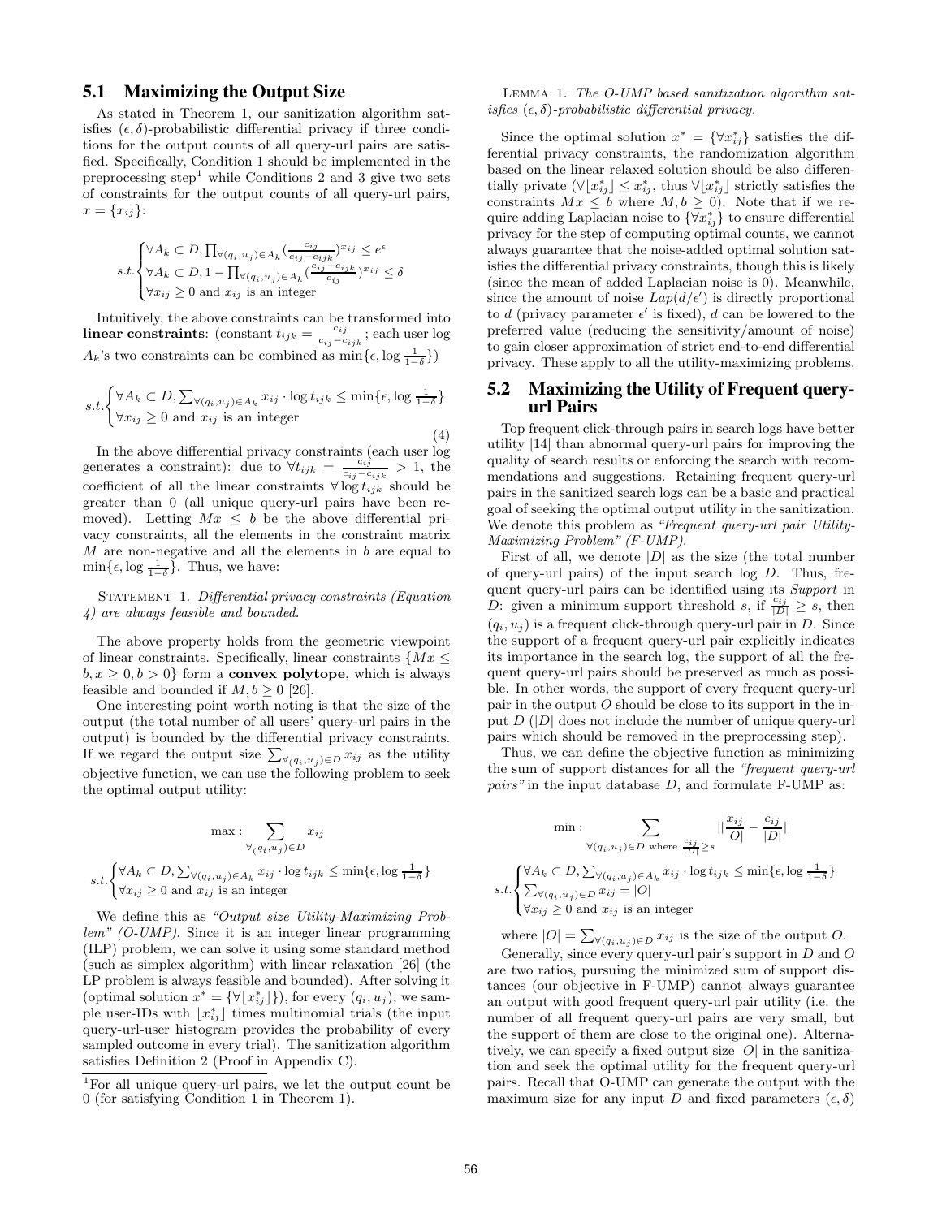## 5.1 Maximizing the Output Size

As stated in Theorem 1, our sanitization algorithm satisfies $(\epsilon, \delta)$-probabilistic differential privacy if three conditions for the output counts of all query-url pairs are satisfied. Specifically, Condition 1 should be implemented in the preprocessing step[1] while Conditions 2 and 3 give two sets of constraints for the output counts of all query-url pairs, $x = \{x_{ij}\}$:

$$s.t. \begin{cases} \forall A_k \subset D, \prod_{\forall (q_i,u_j) \in A_k} (\frac{c_{ij}}{c_{ij}-c_{ijk}})^{x_{ij}} \leq e^{\epsilon} \\ \forall A_k \subset D, 1 - \prod_{\forall (q_i,u_j) \in A_k} (\frac{c_{ij}-c_{ijk}}{c_{ij}})^{x_{ij}} \leq \delta \\ \forall x_{ij} \geq 0 \text{ and } x_{ij} \text{ is an integer} \end{cases}$$

Intuitively, the above constraints can be transformed into **linear constraints**: (constant $t_{ijk} = \frac{c_{ij}}{c_{ij}-c_{ijk}}$; each user log $A_k$'s two constraints can be combined as $\min\{\epsilon, \log \frac{1}{1-\delta}\}$)

$$s.t. \begin{cases} \forall A_k \subset D, \sum_{\forall (q_i,u_j) \in A_k} x_{ij} \cdot \log t_{ijk} \leq \min\{\epsilon, \log \frac{1}{1-\delta}\} \\ \forall x_{ij} \geq 0 \text{ and } x_{ij} \text{ is an integer} \end{cases} \tag{4}$$

In the above differential privacy constraints (each user log generates a constraint): due to $\forall t_{ijk} = \frac{c_{ij}}{c_{ij}-c_{ijk}} > 1$, the coefficient of all the linear constraints $\forall \log t_{ijk}$ should be greater than 0 (all unique query-url pairs have been removed). Letting $Mx \leq b$ be the above differential privacy constraints, all the elements in the constraint matrix $M$ are non-negative and all the elements in $b$ are equal to $\min\{\epsilon, \log \frac{1}{1-\delta}\}$. Thus, we have:

STATEMENT 1. *Differential privacy constraints (Equation 4) are always feasible and bounded.*

The above property holds from the geometric viewpoint of linear constraints. Specifically, linear constraints $\{Mx \leq b, x \geq 0, b > 0\}$ form a **convex polytope**, which is always feasible and bounded if $M, b \geq 0$ [26].

One interesting point worth noting is that the size of the output (the total number of all users' query-url pairs in the output) is bounded by the differential privacy constraints. If we regard the output size $\sum_{\forall (q_i,u_j) \in D} x_{ij}$ as the utility objective function, we can use the following problem to seek the optimal output utility:

$$\max : \sum_{\forall (q_i,u_j) \in D} x_{ij}$$

$$s.t. \begin{cases} \forall A_k \subset D, \sum_{\forall (q_i,u_j) \in A_k} x_{ij} \cdot \log t_{ijk} \leq \min\{\epsilon, \log \frac{1}{1-\delta}\} \\ \forall x_{ij} \geq 0 \text{ and } x_{ij} \text{ is an integer} \end{cases}$$

We define this as *"Output size Utility-Maximizing Problem" (O-UMP)*. Since it is an integer linear programming (ILP) problem, we can solve it using some standard method (such as simplex algorithm) with linear relaxation [26] (the LP problem is always feasible and bounded). After solving it (optimal solution $x^* = \{\forall \lfloor x^*_{ij} \rfloor\}$), for every $(q_i, u_j)$, we sample user-IDs with $\lfloor x^*_{ij} \rfloor$ times multinomial trials (the input query-url-user histogram provides the probability of every sampled outcome in every trial). The sanitization algorithm satisfies Definition 2 (Proof in Appendix C).

[1] For all unique query-url pairs, we let the output count be 0 (for satisfying Condition 1 in Theorem 1).

LEMMA 1. *The O-UMP based sanitization algorithm satisfies $(\epsilon, \delta)$-probabilistic differential privacy.*

Since the optimal solution $x^* = \{\forall x^*_{ij}\}$ satisfies the differential privacy constraints, the randomization algorithm based on the linear relaxed solution should be also differentially private ($\forall \lfloor x^*_{ij} \rfloor \leq x^*_{ij}$, thus $\forall \lfloor x^*_{ij} \rfloor$ strictly satisfies the constraints $Mx \leq b$ where $M, b \geq 0$). Note that if we require adding Laplacian noise to $\{\forall x^*_{ij}\}$ to ensure differential privacy for the step of computing optimal counts, we cannot always guarantee that the noise-added optimal solution satisfies the differential privacy constraints, though this is likely (since the mean of added Laplacian noise is 0). Meanwhile, since the amount of noise $Lap(d/\epsilon')$ is directly proportional to $d$ (privacy parameter $\epsilon'$ is fixed), $d$ can be lowered to the preferred value (reducing the sensitivity/amount of noise) to gain closer approximation of strict end-to-end differential privacy. These apply to all the utility-maximizing problems.

## 5.2 Maximizing the Utility of Frequent query-url Pairs

Top frequent click-through pairs in search logs have better utility [14] than abnormal query-url pairs for improving the quality of search results or enforcing the search with recommendations and suggestions. Retaining frequent query-url pairs in the sanitized search logs can be a basic and practical goal of seeking the optimal output utility in the sanitization. We denote this problem as *"Frequent query-url pair Utility-Maximizing Problem" (F-UMP)*.

First of all, we denote $|D|$ as the size (the total number of query-url pairs) of the input search log $D$. Thus, frequent query-url pairs can be identified using its *Support* in $D$: given a minimum support threshold $s$, if $\frac{c_{ij}}{|D|} \geq s$, then $(q_i, u_j)$ is a frequent click-through query-url pair in $D$. Since the support of a frequent query-url pair explicitly indicates its importance in the search log, the support of all the frequent query-url pairs should be preserved as much as possible. In other words, the support of every frequent query-url pair in the output $O$ should be close to its support in the input $D$ ($|D|$ does not include the number of unique query-url pairs which should be removed in the preprocessing step).

Thus, we can define the objective function as minimizing the sum of support distances for all the *"frequent query-url pairs"* in the input database $D$, and formulate F-UMP as:

$$\min : \sum_{\forall (q_i,u_j) \in D \text{ where } \frac{c_{ij}}{|D|} \geq s} || \frac{x_{ij}}{|O|} - \frac{c_{ij}}{|D|} ||$$

$$s.t. \begin{cases} \forall A_k \subset D, \sum_{\forall (q_i,u_j) \in A_k} x_{ij} \cdot \log t_{ijk} \leq \min\{\epsilon, \log \frac{1}{1-\delta}\} \\ \sum_{\forall (q_i,u_j) \in D} x_{ij} = |O| \\ \forall x_{ij} \geq 0 \text{ and } x_{ij} \text{ is an integer} \end{cases}$$

where $|O| = \sum_{\forall (q_i,u_j) \in D} x_{ij}$ is the size of the output $O$.

Generally, since every query-url pair's support in $D$ and $O$ are two ratios, pursuing the minimized sum of support distances (our objective in F-UMP) cannot always guarantee an output with good frequent query-url pair utility (i.e. the number of all frequent query-url pairs are very small, but the support of them are close to the original one). Alternatively, we can specify a fixed output size $|O|$ in the sanitization and seek the optimal utility for the frequent query-url pairs. Recall that O-UMP can generate the output with the maximum size for any input $D$ and fixed parameters $(\epsilon, \delta)$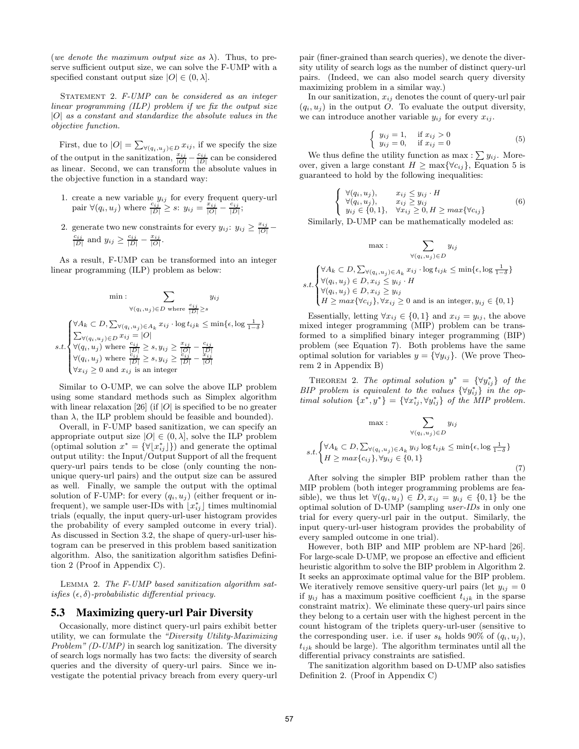(*we denote the maximum output size as* $\lambda$). Thus, to preserve sufficient output size, we can solve the F-UMP with a specified constant output size $|O| \in (0, \lambda]$.

STATEMENT 2. *F-UMP can be considered as an integer linear programming (ILP) problem if we fix the output size* $|O|$ *as a constant and standardize the absolute values in the objective function.*

First, due to $|O| = \sum_{\forall (q_i,u_j) \in D} x_{ij}$, if we specify the size of the output in the sanitization, $\frac{x_{ij}}{|O|} - \frac{c_{ij}}{|D|}$ can be considered as linear. Second, we can transform the absolute values in the objective function in a standard way:

1. create a new variable $y_{ij}$ for every frequent query-url pair $\forall (q_i, u_j)$ where $\frac{c_{ij}}{|D|} \geq s$: $y_{ij} = \frac{x_{ij}}{|O|} - \frac{c_{ij}}{|D|}$;
2. generate two new constraints for every $y_{ij}$: $y_{ij} \geq \frac{x_{ij}}{|O|} - \frac{c_{ij}}{|D|}$ and $y_{ij} \geq \frac{c_{ij}}{|D|} - \frac{x_{ij}}{|O|}$.

As a result, F-UMP can be transformed into an integer linear programming (ILP) problem as below:

$$\min : \sum_{\forall (q_i,u_j) \in D \text{ where } \frac{c_{ij}}{|D|} \geq s} y_{ij}$$

$$s.t. \begin{cases} \forall A_k \subset D, \sum_{\forall (q_i,u_j) \in A_k} x_{ij} \cdot \log t_{ijk} \leq \min\{\epsilon, \log \frac{1}{1-\delta}\} \\ \sum_{\forall (q_i,u_j) \in D} x_{ij} = |O| \\ \forall (q_i, u_j) \text{ where } \frac{c_{ij}}{|D|} \geq s, y_{ij} \geq \frac{x_{ij}}{|O|} - \frac{c_{ij}}{|D|} \\ \forall (q_i, u_j) \text{ where } \frac{c_{ij}}{|D|} \geq s, y_{ij} \geq \frac{c_{ij}}{|D|} - \frac{x_{ij}}{|O|} \\ \forall x_{ij} \geq 0 \text{ and } x_{ij} \text{ is an integer} \end{cases}$$

Similar to O-UMP, we can solve the above ILP problem using some standard methods such as Simplex algorithm with linear relaxation [26] (if $|O|$ is specified to be no greater than $\lambda$, the ILP problem should be feasible and bounded).

Overall, in F-UMP based sanitization, we can specify an appropriate output size $|O| \in (0, \lambda]$, solve the ILP problem (optimal solution $x^* = \{\forall \lfloor x^*_{ij} \rfloor\}$) and generate the optimal output utility: the Input/Output Support of all the frequent query-url pairs tends to be close (only counting the non-unique query-url pairs) and the output size can be assured as well. Finally, we sample the output with the optimal solution of F-UMP: for every $(q_i, u_j)$ (either frequent or infrequent), we sample user-IDs with $\lfloor x^*_{ij} \rfloor$ times multinomial trials (equally, the input query-url-user histogram provides the probability of every sampled outcome in every trial). As discussed in Section 3.2, the shape of query-url-user histogram can be preserved in this problem based sanitization algorithm. Also, the sanitization algorithm satisfies Definition 2 (Proof in Appendix C).

LEMMA 2. *The F-UMP based sanitization algorithm satisfies* $(\epsilon, \delta)$*-probabilistic differential privacy.*

## 5.3 Maximizing query-url Pair Diversity

Occasionally, more distinct query-url pairs exhibit better utility, we can formulate the *"Diversity Utility-Maximizing Problem" (D-UMP)* in search log sanitization. The diversity of search logs normally has two facts: the diversity of search queries and the diversity of query-url pairs. Since we investigate the potential privacy breach from every query-url pair (finer-grained than search queries), we denote the diversity utility of search logs as the number of distinct query-url pairs. (Indeed, we can also model search query diversity maximizing problem in a similar way.)

In our sanitization, $x_{ij}$ denotes the count of query-url pair $(q_i, u_j)$ in the output $O$. To evaluate the output diversity, we can introduce another variable $y_{ij}$ for every $x_{ij}$.

$$\begin{cases} y_{ij} = 1, & \text{if } x_{ij} > 0 \\ y_{ij} = 0, & \text{if } x_{ij} = 0 \end{cases} \tag{5}$$

We thus define the utility function as $\max : \sum y_{ij}$. Moreover, given a large constant $H \geq \max\{\forall c_{ij}\}$, Equation 5 is guaranteed to hold by the following inequalities:

$$\begin{cases} \forall (q_i, u_j), & x_{ij} \leq y_{ij} \cdot H \\ \forall (q_i, u_j), & x_{ij} \geq y_{ij} \\ y_{ij} \in \{0, 1\}, & \forall x_{ij} \geq 0, H \geq max\{\forall c_{ij}\} \end{cases} \tag{6}$$

Similarly, D-UMP can be mathematically modeled as:

$$\max : \sum_{\forall (q_i,u_j) \in D} y_{ij}$$

$$s.t. \begin{cases} \forall A_k \subset D, \sum_{\forall (q_i,u_j) \in A_k} x_{ij} \cdot \log t_{ijk} \leq \min\{\epsilon, \log \frac{1}{1-\delta}\} \\ \forall (q_i, u_j) \in D, x_{ij} \leq y_{ij} \cdot H \\ \forall (q_i, u_j) \in D, x_{ij} \geq y_{ij} \\ H \geq max\{\forall c_{ij}\}, \forall x_{ij} \geq 0 \text{ and is an integer}, y_{ij} \in \{0, 1\} \end{cases}$$

Essentially, letting $\forall x_{ij} \in \{0, 1\}$ and $x_{ij} = y_{ij}$, the above mixed integer programming (MIP) problem can be transformed to a simplified binary integer programming (BIP) problem (see Equation 7). Both problems have the same optimal solution for variables $y = \{\forall y_{ij}\}$. (We prove Theorem 2 in Appendix B)

THEOREM 2. *The optimal solution* $y^* = \{\forall y^*_{ij}\}$ *of the BIP problem is equivalent to the values* $\{\forall y^*_{ij}\}$ *in the optimal solution* $\{x^*, y^*\} = \{\forall x^*_{ij}, \forall y^*_{ij}\}$ *of the MIP problem.*

$$\max : \sum_{\forall (q_i,u_j) \in D} y_{ij}$$

$$s.t. \begin{cases} \forall A_k \subset D, \sum_{\forall (q_i,u_j) \in A_k} y_{ij} \log t_{ijk} \leq \min\{\epsilon, \log \frac{1}{1-\delta}\} \\ H \geq max\{c_{ij}\}, \forall y_{ij} \in \{0, 1\} \end{cases} \tag{7}$$

After solving the simpler BIP problem rather than the MIP problem (both integer programming problems are feasible), we thus let $\forall (q_i, u_j) \in D, x_{ij} = y_{ij} \in \{0, 1\}$ be the optimal solution of D-UMP (sampling *user-IDs* in only one trial for every query-url pair in the output. Similarly, the input query-url-user histogram provides the probability of every sampled outcome in one trial).

However, both BIP and MIP problem are NP-hard [26]. For large-scale D-UMP, we propose an effective and efficient heuristic algorithm to solve the BIP problem in Algorithm 2. It seeks an approximate optimal value for the BIP problem. We iteratively remove sensitive query-url pairs (let $y_{ij} = 0$ if $y_{ij}$ has a maximum positive coefficient $t_{ijk}$ in the sparse constraint matrix). We eliminate these query-url pairs since they belong to a certain user with the highest percent in the count histogram of the triplets query-url-user (sensitive to the corresponding user. i.e. if user $s_k$ holds 90% of $(q_i, u_j)$, $t_{ijk}$ should be large). The algorithm terminates until all the differential privacy constraints are satisfied.

The sanitization algorithm based on D-UMP also satisfies Definition 2. (Proof in Appendix C)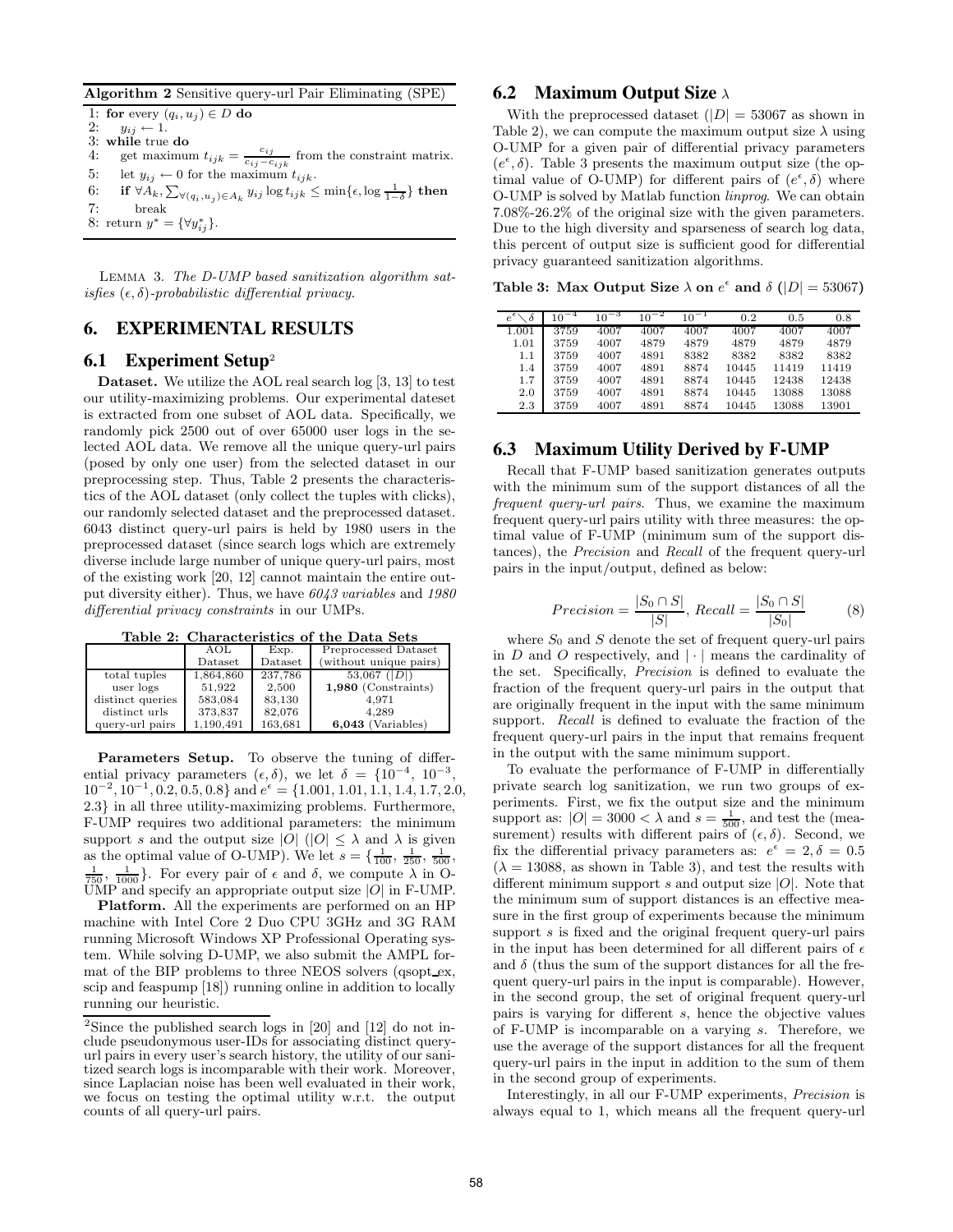**Algorithm 2** Sensitive query-url Pair Eliminating (SPE)

1: **for** every $(q_i, u_j) \in D$ **do**
2: $\quad y_{ij} \leftarrow 1$.
3: **while** true **do**
4: $\quad$ get maximum $t_{ijk} = \frac{c_{ij}}{c_{ij} - c_{ijk}}$ from the constraint matrix.
5: $\quad$ let $y_{ij} \leftarrow 0$ for the maximum $t_{ijk}$.
6: $\quad$ **if** $\forall A_k, \sum_{\forall (q_i,u_j) \in A_k} y_{ij} \log t_{ijk} \leq \min\{\epsilon, \log \frac{1}{1-\delta}\}$ **then**
7: $\quad\quad$ break
8: return $y^* = \{\forall y^*_{ij}\}$.

LEMMA 3. *The D-UMP based sanitization algorithm satisfies $(\epsilon, \delta)$-probabilistic differential privacy.*

## 6. EXPERIMENTAL RESULTS

### 6.1 Experiment Setup[2]

**Dataset.** We utilize the AOL real search log [3, 13] to test our utility-maximizing problems. Our experimental dateset is extracted from one subset of AOL data. Specifically, we randomly pick 2500 out of over 65000 user logs in the selected AOL data. We remove all the unique query-url pairs (posed by only one user) from the selected dataset in our preprocessing step. Thus, Table 2 presents the characteristics of the AOL dataset (only collect the tuples with clicks), our randomly selected dataset and the preprocessed dataset. 6043 distinct query-url pairs is held by 1980 users in the preprocessed dataset (since search logs which are extremely diverse include large number of unique query-url pairs, most of the existing work [20, 12] cannot maintain the entire output diversity either). Thus, we have *6043 variables* and *1980 differential privacy constraints* in our UMPs.

**Table 2: Characteristics of the Data Sets**

| | AOL Dataset | Exp. Dataset | Preprocessed Dataset (without unique pairs) |
|---|---|---|---|
| total tuples | 1,864,860 | 237,786 | 53,067 ($\|D\|$) |
| user logs | 51,922 | 2,500 | **1,980** (Constraints) |
| distinct queries | 583,084 | 83,130 | 4,971 |
| distinct urls | 373,837 | 82,076 | 4,289 |
| query-url pairs | 1,190,491 | 163,681 | **6,043** (Variables) |

**Parameters Setup.** To observe the tuning of differential privacy parameters $(\epsilon, \delta)$, we let $\delta = \{10^{-4}, 10^{-3}, 10^{-2}, 10^{-1}, 0.2, 0.5, 0.8\}$ and $e^\epsilon = \{1.001, 1.01, 1.1, 1.4, 1.7, 2.0, 2.3\}$ in all three utility-maximizing problems. Furthermore, F-UMP requires two additional parameters: the minimum support $s$ and the output size $|O|$ ($|O| \leq \lambda$ and $\lambda$ is given as the optimal value of O-UMP). We let $s = \{\frac{1}{100}, \frac{1}{250}, \frac{1}{500}, \frac{1}{750}, \frac{1}{1000}\}$. For every pair of $\epsilon$ and $\delta$, we compute $\lambda$ in O-UMP and specify an appropriate output size $|O|$ in F-UMP.

**Platform.** All the experiments are performed on an HP machine with Intel Core 2 Duo CPU 3GHz and 3G RAM running Microsoft Windows XP Professional Operating system. While solving D-UMP, we also submit the AMPL format of the BIP problems to three NEOS solvers (qsopt_ex, scip and feaspump [18]) running online in addition to locally running our heuristic.

[2]Since the published search logs in [20] and [12] do not include pseudonymous user-IDs for associating distinct query-url pairs in every user's search history, the utility of our sanitized search logs is incomparable with their work. Moreover, since Laplacian noise has been well evaluated in their work, we focus on testing the optimal utility w.r.t. the output counts of all query-url pairs.

### 6.2 Maximum Output Size $\lambda$

With the preprocessed dataset ($|D| = 53067$ as shown in Table 2), we can compute the maximum output size $\lambda$ using O-UMP for a given pair of differential privacy parameters $(e^\epsilon, \delta)$. Table 3 presents the maximum output size (the optimal value of O-UMP) for different pairs of $(e^\epsilon, \delta)$ where O-UMP is solved by Matlab function *linprog*. We can obtain 7.08%-26.2% of the original size with the given parameters. Due to the high diversity and sparseness of search log data, this percent of output size is sufficient good for differential privacy guaranteed sanitization algorithms.

**Table 3: Max Output Size $\lambda$ on $e^\epsilon$ and $\delta$ ($|D| = 53067$)**

| $e^\epsilon \setminus \delta$ | $10^{-4}$ | $10^{-3}$ | $10^{-2}$ | $10^{-1}$ | 0.2 | 0.5 | 0.8 |
|---|---|---|---|---|---|---|---|
| 1.001 | 3759 | 4007 | 4007 | 4007 | 4007 | 4007 | 4007 |
| 1.01 | 3759 | 4007 | 4879 | 4879 | 4879 | 4879 | 4879 |
| 1.1 | 3759 | 4007 | 4891 | 8382 | 8382 | 8382 | 8382 |
| 1.4 | 3759 | 4007 | 4891 | 8874 | 10445 | 11419 | 11419 |
| 1.7 | 3759 | 4007 | 4891 | 8874 | 10445 | 12438 | 12438 |
| 2.0 | 3759 | 4007 | 4891 | 8874 | 10445 | 13088 | 13088 |
| 2.3 | 3759 | 4007 | 4891 | 8874 | 10445 | 13088 | 13901 |

### 6.3 Maximum Utility Derived by F-UMP

Recall that F-UMP based sanitization generates outputs with the minimum sum of the support distances of all the *frequent query-url pairs*. Thus, we examine the maximum frequent query-url pairs utility with three measures: the optimal value of F-UMP (minimum sum of the support distances), the *Precision* and *Recall* of the frequent query-url pairs in the input/output, defined as below:

$$Precision = \frac{|S_0 \cap S|}{|S|},\ Recall = \frac{|S_0 \cap S|}{|S_0|} \qquad (8)$$

where $S_0$ and $S$ denote the set of frequent query-url pairs in $D$ and $O$ respectively, and $|\cdot|$ means the cardinality of the set. Specifically, *Precision* is defined to evaluate the fraction of the frequent query-url pairs in the output that are originally frequent in the input with the same minimum support. *Recall* is defined to evaluate the fraction of the frequent query-url pairs in the input that remains frequent in the output with the same minimum support.

To evaluate the performance of F-UMP in differentially private search log sanitization, we run two groups of experiments. First, we fix the output size and the minimum support as: $|O| = 3000 < \lambda$ and $s = \frac{1}{500}$, and test the (measurement) results with different pairs of $(\epsilon, \delta)$. Second, we fix the differential privacy parameters as: $e^\epsilon = 2, \delta = 0.5$ ($\lambda = 13088$, as shown in Table 3), and test the results with different minimum support $s$ and output size $|O|$. Note that the minimum sum of support distances is an effective measure in the first group of experiments because the minimum support $s$ is fixed and the original frequent query-url pairs in the input has been determined for all different pairs of $\epsilon$ and $\delta$ (thus the sum of the support distances for all the frequent query-url pairs in the input is comparable). However, in the second group, the set of original frequent query-url pairs is varying for different $s$, hence the objective values of F-UMP is incomparable on a varying $s$. Therefore, we use the average of the support distances for all the frequent query-url pairs in the input in addition to the sum of them in the second group of experiments.

Interestingly, in all our F-UMP experiments, *Precision* is always equal to 1, which means all the frequent query-url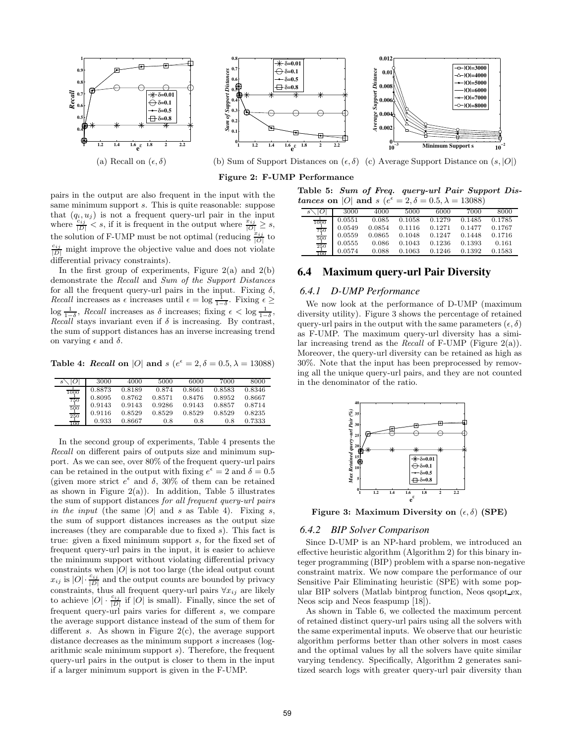(a) Recall on $(\epsilon, \delta)$ (b) Sum of Support Distances on $(\epsilon, \delta)$ (c) Average Support Distance on $(s, |O|)$

**Figure 2: F-UMP Performance**

pairs in the output are also frequent in the input with the same minimum support $s$. This is quite reasonable: suppose that $(q_i, u_j)$ is not a frequent query-url pair in the input where $\frac{c_{ij}}{|D|} < s$, if it is frequent in the output where $\frac{x_{ij}}{|O|} \geq s$, the solution of F-UMP must be not optimal (reducing $\frac{x_{ij}}{|O|}$ to $\frac{c_{ij}}{|D|}$ might improve the objective value and does not violate differential privacy constraints).

In the first group of experiments, Figure 2(a) and 2(b) demonstrate the *Recall* and *Sum of the Support Distances* for all the frequent query-url pairs in the input. Fixing $\delta$, *Recall* increases as $\epsilon$ increases until $\epsilon = \log \frac{1}{1-\delta}$. Fixing $\epsilon \geq \log \frac{1}{1-\delta}$, *Recall* increases as $\delta$ increases; fixing $\epsilon < \log \frac{1}{1-\delta}$, *Recall* stays invariant even if $\delta$ is increasing. By contrast, the sum of support distances has an inverse increasing trend on varying $\epsilon$ and $\delta$.

**Table 4: *Recall* on $|O|$ and $s$ ($e^\epsilon = 2, \delta = 0.5, \lambda = 13088$)**

| $s \setminus \|O\|$ | 3000 | 4000 | 5000 | 6000 | 7000 | 8000 |
|---|---|---|---|---|---|---|
| $\frac{1}{1000}$ | 0.8873 | 0.8189 | 0.874 | 0.8661 | 0.8583 | 0.8346 |
| $\frac{1}{750}$ | 0.8095 | 0.8762 | 0.8571 | 0.8476 | 0.8952 | 0.8667 |
| $\frac{1}{500}$ | 0.9143 | 0.9143 | 0.9286 | 0.9143 | 0.8857 | 0.8714 |
| $\frac{1}{250}$ | 0.9116 | 0.8529 | 0.8529 | 0.8529 | 0.8529 | 0.8235 |
| $\frac{1}{100}$ | 0.933 | 0.8667 | 0.8 | 0.8 | 0.8 | 0.7333 |

In the second group of experiments, Table 4 presents the *Recall* on different pairs of outputs size and minimum support. As we can see, over 80% of the frequent query-url pairs can be retained in the output with fixing $e^\epsilon = 2$ and $\delta = 0.5$ (given more strict $e^\epsilon$ and $\delta$, 30% of them can be retained as shown in Figure 2(a)). In addition, Table 5 illustrates the sum of support distances *for all frequent query-url pairs in the input* (the same $|O|$ and $s$ as Table 4). Fixing $s$, the sum of support distances increases as the output size increases (they are comparable due to fixed $s$). This fact is true: given a fixed minimum support $s$, for the fixed set of frequent query-url pairs in the input, it is easier to achieve the minimum support without violating differential privacy constraints when $|O|$ is not too large (the ideal output count $x_{ij}$ is $|O| \cdot \frac{c_{ij}}{|D|}$ and the output counts are bounded by privacy constraints, thus all frequent query-url pairs $\forall x_{ij}$ are likely to achieve $|O| \cdot \frac{c_{ij}}{|D|}$ if $|O|$ is small). Finally, since the set of frequent query-url pairs varies for different $s$, we compare the average support distance instead of the sum of them for different $s$. As shown in Figure 2(c), the average support distance decreases as the minimum support $s$ increases (logarithmic scale minimum support $s$). Therefore, the frequent query-url pairs in the output is closer to them in the input if a larger minimum support is given in the F-UMP.

**Table 5: *Sum of Freq. query-url Pair Support Distances* on $|O|$ and $s$ ($e^\epsilon = 2, \delta = 0.5, \lambda = 13088$)**

| $s \setminus \|O\|$ | 3000 | 4000 | 5000 | 6000 | 7000 | 8000 |
|---|---|---|---|---|---|---|
| $\frac{1}{1000}$ | 0.0551 | 0.085 | 0.1058 | 0.1279 | 0.1485 | 0.1785 |
| $\frac{1}{750}$ | 0.0549 | 0.0854 | 0.1116 | 0.1271 | 0.1477 | 0.1767 |
| $\frac{1}{500}$ | 0.0559 | 0.0865 | 0.1048 | 0.1247 | 0.1448 | 0.1716 |
| $\frac{1}{250}$ | 0.0555 | 0.086 | 0.1043 | 0.1236 | 0.1393 | 0.161 |
| $\frac{1}{100}$ | 0.0574 | 0.088 | 0.1063 | 0.1246 | 0.1392 | 0.1583 |

## 6.4 Maximum query-url Pair Diversity

### 6.4.1 D-UMP Performance

We now look at the performance of D-UMP (maximum diversity utility). Figure 3 shows the percentage of retained query-url pairs in the output with the same parameters $(\epsilon, \delta)$ as F-UMP. The maximum query-url diversity has a similar increasing trend as the *Recall* of F-UMP (Figure 2(a)). Moreover, the query-url diversity can be retained as high as 30%. Note that the input has been preprocessed by removing all the unique query-url pairs, and they are not counted in the denominator of the ratio.

**Figure 3: Maximum Diversity on $(\epsilon, \delta)$ (SPE)**

### 6.4.2 BIP Solver Comparison

Since D-UMP is an NP-hard problem, we introduced an effective heuristic algorithm (Algorithm 2) for this binary integer programming (BIP) problem with a sparse non-negative constraint matrix. We now compare the performance of our Sensitive Pair Eliminating heuristic (SPE) with some popular BIP solvers (Matlab bintprog function, Neos qsopt_ex, Neos scip and Neos feaspump [18]).

As shown in Table 6, we collected the maximum percent of retained distinct query-url pairs using all the solvers with the same experimental inputs. We observe that our heuristic algorithm performs better than other solvers in most cases and the optimal values by all the solvers have quite similar varying tendency. Specifically, Algorithm 2 generates sanitized search logs with greater query-url pair diversity than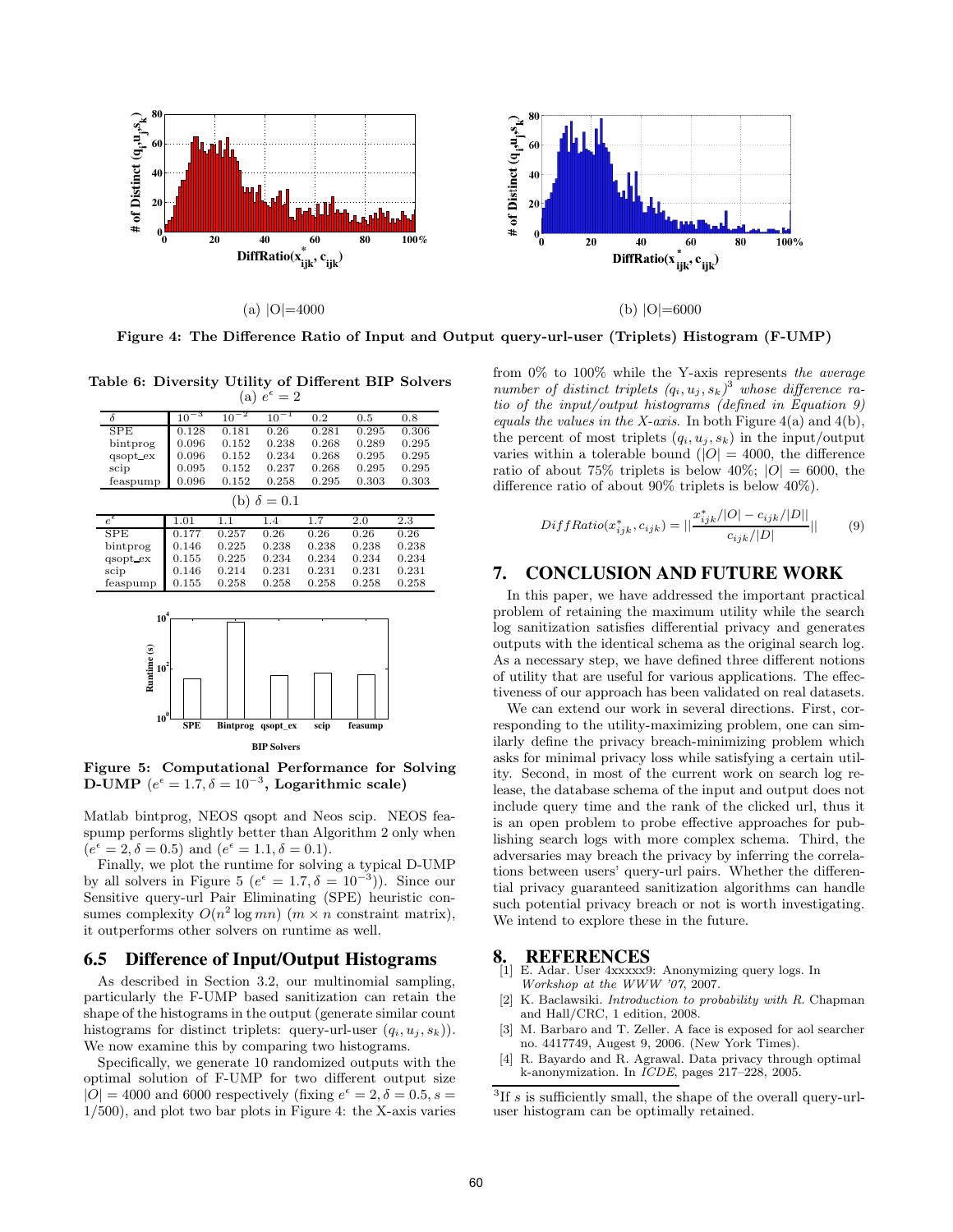Figure 4: The Difference Ratio of Input and Output query-url-user (Triplets) Histogram (F-UMP)

(a) |O|=4000

(b) |O|=6000

**Table 6: Diversity Utility of Different BIP Solvers**

(a) $e^{\epsilon} = 2$

| $\delta$ | $10^{-3}$ | $10^{-2}$ | $10^{-1}$ | 0.2 | 0.5 | 0.8 |
|---|---|---|---|---|---|---|
| SPE | 0.128 | 0.181 | 0.26 | 0.281 | 0.295 | 0.306 |
| bintprog | 0.096 | 0.152 | 0.238 | 0.268 | 0.289 | 0.295 |
| qsopt_ex | 0.096 | 0.152 | 0.234 | 0.268 | 0.295 | 0.295 |
| scip | 0.095 | 0.152 | 0.237 | 0.268 | 0.295 | 0.295 |
| feaspump | 0.096 | 0.152 | 0.258 | 0.295 | 0.303 | 0.303 |

(b) $\delta = 0.1$

| $e^{\epsilon}$ | 1.01 | 1.1 | 1.4 | 1.7 | 2.0 | 2.3 |
|---|---|---|---|---|---|---|
| SPE | 0.177 | 0.257 | 0.26 | 0.26 | 0.26 | 0.26 |
| bintprog | 0.146 | 0.225 | 0.238 | 0.238 | 0.238 | 0.238 |
| qsopt_ex | 0.155 | 0.225 | 0.234 | 0.234 | 0.234 | 0.234 |
| scip | 0.146 | 0.214 | 0.231 | 0.231 | 0.231 | 0.231 |
| feaspump | 0.155 | 0.258 | 0.258 | 0.258 | 0.258 | 0.258 |

**Figure 5: Computational Performance for Solving D-UMP** ($e^{\epsilon} = 1.7, \delta = 10^{-3}$**, Logarithmic scale)**

Matlab bintprog, NEOS qsopt and Neos scip. NEOS feaspump performs slightly better than Algorithm 2 only when ($e^{\epsilon} = 2, \delta = 0.5$) and ($e^{\epsilon} = 1.1, \delta = 0.1$).

Finally, we plot the runtime for solving a typical D-UMP by all solvers in Figure 5 ($e^{\epsilon} = 1.7, \delta = 10^{-3}$)). Since our Sensitive query-url Pair Eliminating (SPE) heuristic consumes complexity $O(n^2 \log mn)$ ($m \times n$ constraint matrix), it outperforms other solvers on runtime as well.

### 6.5 Difference of Input/Output Histograms

As described in Section 3.2, our multinomial sampling, particularly the F-UMP based sanitization can retain the shape of the histograms in the output (generate similar count histograms for distinct triplets: query-url-user $(q_i, u_j, s_k)$). We now examine this by comparing two histograms.

Specifically, we generate 10 randomized outputs with the optimal solution of F-UMP for two different output size $|O| = 4000$ and 6000 respectively (fixing $e^{\epsilon} = 2, \delta = 0.5, s = 1/500$), and plot two bar plots in Figure 4: the X-axis varies from 0% to 100% while the Y-axis represents *the average number of distinct triplets* $(q_i, u_j, s_k)$[3] *whose difference ratio of the input/output histograms (defined in Equation 9) equals the values in the X-axis*. In both Figure 4(a) and 4(b), the percent of most triplets $(q_i, u_j, s_k)$ in the input/output varies within a tolerable bound ($|O| = 4000$, the difference ratio of about 75% triplets is below 40%; $|O| = 6000$, the difference ratio of about 90% triplets is below 40%).

$$DiffRatio(x^*_{ijk}, c_{ijk}) = || \frac{x^*_{ijk}/|O| - c_{ijk}/|D|}{c_{ijk}/|D|} || \qquad (9)$$

## 7. CONCLUSION AND FUTURE WORK

In this paper, we have addressed the important practical problem of retaining the maximum utility while the search log sanitization satisfies differential privacy and generates outputs with the identical schema as the original search log. As a necessary step, we have defined three different notions of utility that are useful for various applications. The effectiveness of our approach has been validated on real datasets.

We can extend our work in several directions. First, corresponding to the utility-maximizing problem, one can similarly define the privacy breach-minimizing problem which asks for minimal privacy loss while satisfying a certain utility. Second, in most of the current work on search log release, the database schema of the input and output does not include query time and the rank of the clicked url, thus it is an open problem to probe effective approaches for publishing search logs with more complex schema. Third, the adversaries may breach the privacy by inferring the correlations between users' query-url pairs. Whether the differential privacy guaranteed sanitization algorithms can handle such potential privacy breach or not is worth investigating. We intend to explore these in the future.

## 8. REFERENCES

[1] E. Adar. User 4xxxxx9: Anonymizing query logs. In *Workshop at the WWW '07*, 2007.

[2] K. Baclawsiki. *Introduction to probability with R*. Chapman and Hall/CRC, 1 edition, 2008.

[3] M. Barbaro and T. Zeller. A face is exposed for aol searcher no. 4417749, Augest 9, 2006. (New York Times).

[4] R. Bayardo and R. Agrawal. Data privacy through optimal k-anonymization. In *ICDE*, pages 217–228, 2005.

[3] If $s$ is sufficiently small, the shape of the overall query-url-user histogram can be optimally retained.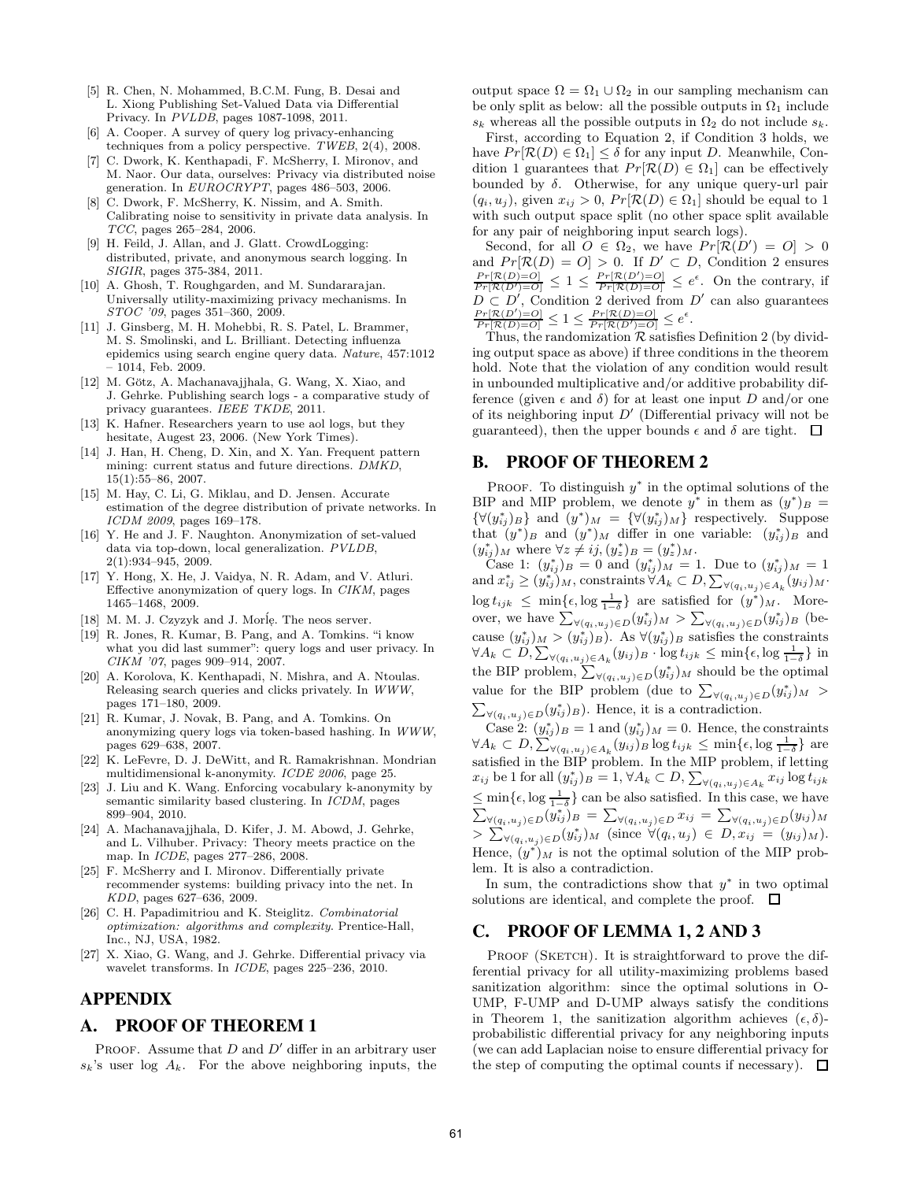[5] R. Chen, N. Mohammed, B.C.M. Fung, B. Desai and L. Xiong Publishing Set-Valued Data via Differential Privacy. In *PVLDB*, pages 1087-1098, 2011.

[6] A. Cooper. A survey of query log privacy-enhancing techniques from a policy perspective. *TWEB*, 2(4), 2008.

[7] C. Dwork, K. Kenthapadi, F. McSherry, I. Mironov, and M. Naor. Our data, ourselves: Privacy via distributed noise generation. In *EUROCRYPT*, pages 486–503, 2006.

[8] C. Dwork, F. McSherry, K. Nissim, and A. Smith. Calibrating noise to sensitivity in private data analysis. In *TCC*, pages 265–284, 2006.

[9] H. Feild, J. Allan, and J. Glatt. CrowdLogging: distributed, private, and anonymous search logging. In *SIGIR*, pages 375-384, 2011.

[10] A. Ghosh, T. Roughgarden, and M. Sundararajan. Universally utility-maximizing privacy mechanisms. In *STOC '09*, pages 351–360, 2009.

[11] J. Ginsberg, M. H. Mohebbi, R. S. Patel, L. Brammer, M. S. Smolinski, and L. Brilliant. Detecting influenza epidemics using search engine query data. *Nature*, 457:1012 – 1014, Feb. 2009.

[12] M. Götz, A. Machanavajjhala, G. Wang, X. Xiao, and J. Gehrke. Publishing search logs - a comparative study of privacy guarantees. *IEEE TKDE*, 2011.

[13] K. Hafner. Researchers yearn to use aol logs, but they hesitate, Augest 23, 2006. (New York Times).

[14] J. Han, H. Cheng, D. Xin, and X. Yan. Frequent pattern mining: current status and future directions. *DMKD*, 15(1):55–86, 2007.

[15] M. Hay, C. Li, G. Miklau, and D. Jensen. Accurate estimation of the degree distribution of private networks. In *ICDM 2009*, pages 169–178.

[16] Y. He and J. F. Naughton. Anonymization of set-valued data via top-down, local generalization. *PVLDB*, 2(1):934–945, 2009.

[17] Y. Hong, X. He, J. Vaidya, N. R. Adam, and V. Atluri. Effective anonymization of query logs. In *CIKM*, pages 1465–1468, 2009.

[18] M. M. J. Czyzyk and J. Morĺę. The neos server.

[19] R. Jones, R. Kumar, B. Pang, and A. Tomkins. "i know what you did last summer": query logs and user privacy. In *CIKM '07*, pages 909–914, 2007.

[20] A. Korolova, K. Kenthapadi, N. Mishra, and A. Ntoulas. Releasing search queries and clicks privately. In *WWW*, pages 171–180, 2009.

[21] R. Kumar, J. Novak, B. Pang, and A. Tomkins. On anonymizing query logs via token-based hashing. In *WWW*, pages 629–638, 2007.

[22] K. LeFevre, D. J. DeWitt, and R. Ramakrishnan. Mondrian multidimensional k-anonymity. *ICDE 2006*, page 25.

[23] J. Liu and K. Wang. Enforcing vocabulary k-anonymity by semantic similarity based clustering. In *ICDM*, pages 899–904, 2010.

[24] A. Machanavajjhala, D. Kifer, J. M. Abowd, J. Gehrke, and L. Vilhuber. Privacy: Theory meets practice on the map. In *ICDE*, pages 277–286, 2008.

[25] F. McSherry and I. Mironov. Differentially private recommender systems: building privacy into the net. In *KDD*, pages 627–636, 2009.

[26] C. H. Papadimitriou and K. Steiglitz. *Combinatorial optimization: algorithms and complexity*. Prentice-Hall, Inc., NJ, USA, 1982.

[27] X. Xiao, G. Wang, and J. Gehrke. Differential privacy via wavelet transforms. In *ICDE*, pages 225–236, 2010.

# APPENDIX

## A. PROOF OF THEOREM 1

PROOF. Assume that $D$ and $D'$ differ in an arbitrary user $s_k$'s user log $A_k$. For the above neighboring inputs, the output space $\Omega = \Omega_1 \cup \Omega_2$ in our sampling mechanism can be only split as below: all the possible outputs in $\Omega_1$ include $s_k$ whereas all the possible outputs in $\Omega_2$ do not include $s_k$.

First, according to Equation 2, if Condition 3 holds, we have $Pr[\mathcal{R}(D) \in \Omega_1] \leq \delta$ for any input $D$. Meanwhile, Condition 1 guarantees that $Pr[\mathcal{R}(D) \in \Omega_1]$ can be effectively bounded by $\delta$. Otherwise, for any unique query-url pair $(q_i, u_j)$, given $x_{ij} > 0$, $Pr[\mathcal{R}(D) \in \Omega_1]$ should be equal to 1 with such output space split (no other space split available for any pair of neighboring input search logs).

Second, for all $O \in \Omega_2$, we have $Pr[\mathcal{R}(D') = O] > 0$ and $Pr[\mathcal{R}(D) = O] > 0$. If $D' \subset D$, Condition 2 ensures $\frac{Pr[\mathcal{R}(D)=O]}{Pr[\mathcal{R}(D')=O]} \leq 1 \leq \frac{Pr[\mathcal{R}(D')=O]}{Pr[\mathcal{R}(D)=O]} \leq e^{\epsilon}$. On the contrary, if $D \subset D'$, Condition 2 derived from $D'$ can also guarantees $\frac{Pr[\mathcal{R}(D')=O]}{Pr[\mathcal{R}(D)=O]} \leq 1 \leq \frac{Pr[\mathcal{R}(D)=O]}{Pr[\mathcal{R}(D')=O]} \leq e^{\epsilon}$.

Thus, the randomization $\mathcal{R}$ satisfies Definition 2 (by dividing output space as above) if three conditions in the theorem hold. Note that the violation of any condition would result in unbounded multiplicative and/or additive probability difference (given $\epsilon$ and $\delta$) for at least one input $D$ and/or one of its neighboring input $D'$ (Differential privacy will not be guaranteed), then the upper bounds $\epsilon$ and $\delta$ are tight. □

## B. PROOF OF THEOREM 2

PROOF. To distinguish $y^*$ in the optimal solutions of the BIP and MIP problem, we denote $y^*$ in them as $(y^*)_B = \{\forall (y^*_{ij})_B\}$ and $(y^*)_M = \{\forall (y^*_{ij})_M\}$ respectively. Suppose that $(y^*)_B$ and $(y^*)_M$ differ in one variable: $(y^*_{ij})_B$ and $(y^*_{ij})_M$ where $\forall z \neq ij, (y^*_z)_B = (y^*_z)_M$.

Case 1: $(y^*_{ij})_B = 0$ and $(y^*_{ij})_M = 1$. Due to $(y^*_{ij})_M = 1$ and $x^*_{ij} \geq (y^*_{ij})_M$, constraints $\forall A_k \subset D, \sum_{\forall (q_i,u_j) \in A_k} (y_{ij})_M \cdot \log t_{ijk} \leq \min\{\epsilon, \log \frac{1}{1-\delta}\}$ are satisfied for $(y^*)_M$. Moreover, we have $\sum_{\forall (q_i,u_j) \in D} (y^*_{ij})_M > \sum_{\forall (q_i,u_j) \in D} (y^*_{ij})_B$ (because $(y^*_{ij})_M > (y^*_{ij})_B$). As $\forall (y^*_{ij})_B$ satisfies the constraints $\forall A_k \subset D, \sum_{\forall (q_i,u_j) \in A_k} (y_{ij})_B \cdot \log t_{ijk} \leq \min\{\epsilon, \log \frac{1}{1-\delta}\}$ in the BIP problem, $\sum_{\forall (q_i,u_j) \in D} (y^*_{ij})_M$ should be the optimal value for the BIP problem (due to $\sum_{\forall (q_i,u_j) \in D} (y^*_{ij})_M > \sum_{\forall (q_i,u_j) \in D} (y^*_{ij})_B$). Hence, it is a contradiction.

Case 2: $(y^*_{ij})_B = 1$ and $(y^*_{ij})_M = 0$. Hence, the constraints $\forall A_k \subset D, \sum_{\forall (q_i,u_j) \in A_k} (y_{ij})_B \log t_{ijk} \leq \min\{\epsilon, \log \frac{1}{1-\delta}\}$ are satisfied in the BIP problem. In the MIP problem, if letting $x_{ij}$ be 1 for all $(y^*_{ij})_B = 1, \forall A_k \subset D, \sum_{\forall (q_i,u_j) \in A_k} x_{ij} \log t_{ijk} \leq \min\{\epsilon, \log \frac{1}{1-\delta}\}$ can be also satisfied. In this case, we have $\sum_{\forall (q_i,u_j) \in D} (y^*_{ij})_B = \sum_{\forall (q_i,u_j) \in D} x_{ij} = \sum_{\forall (q_i,u_j) \in D} (y_{ij})_M > \sum_{\forall (q_i,u_j) \in D} (y^*_{ij})_M$ (since $\forall (q_i,u_j) \in D, x_{ij} = (y_{ij})_M$). Hence, $(y^*)_M$ is not the optimal solution of the MIP problem. It is also a contradiction.

In sum, the contradictions show that $y^*$ in two optimal solutions are identical, and complete the proof. □

## C. PROOF OF LEMMA 1, 2 AND 3

PROOF (SKETCH). It is straightforward to prove the differential privacy for all utility-maximizing problems based sanitization algorithm: since the optimal solutions in O-UMP, F-UMP and D-UMP always satisfy the conditions in Theorem 1, the sanitization algorithm achieves $(\epsilon, \delta)$-probabilistic differential privacy for any neighboring inputs (we can add Laplacian noise to ensure differential privacy for the step of computing the optimal counts if necessary). □